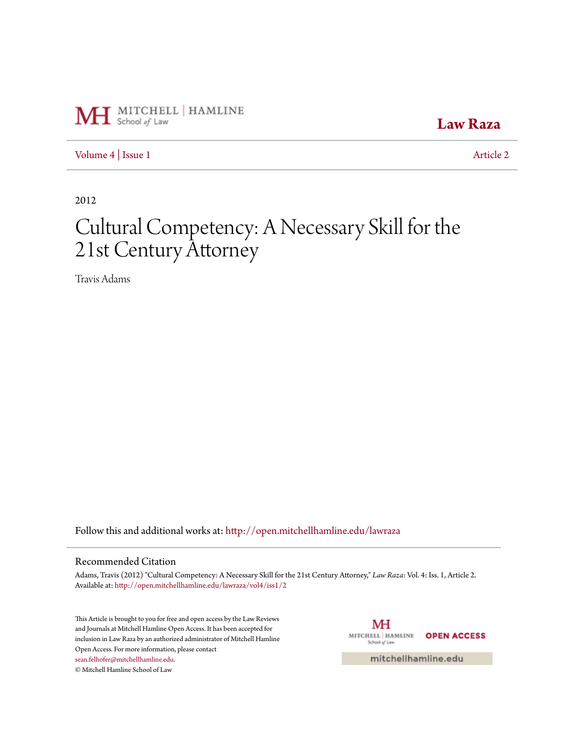Law Raza

Volume 4 | Issue 1 Article 2

2012

# Cultural Competency: A Necessary Skill for the 21st Century Attorney

Travis Adams

Follow this and additional works at: http://open.mitchellhamline.edu/lawraza

## Recommended Citation

Adams, Travis (2012) "Cultural Competency: A Necessary Skill for the 21st Century Attorney," *Law Raza*: Vol. 4: Iss. 1, Article 2. Available at: http://open.mitchellhamline.edu/lawraza/vol4/iss1/2

This Article is brought to you for free and open access by the Law Reviews and Journals at Mitchell Hamline Open Access. It has been accepted for inclusion in Law Raza by an authorized administrator of Mitchell Hamline Open Access. For more information, please contact sean.felhofer@mitchellhamline.edu.

© Mitchell Hamline School of Law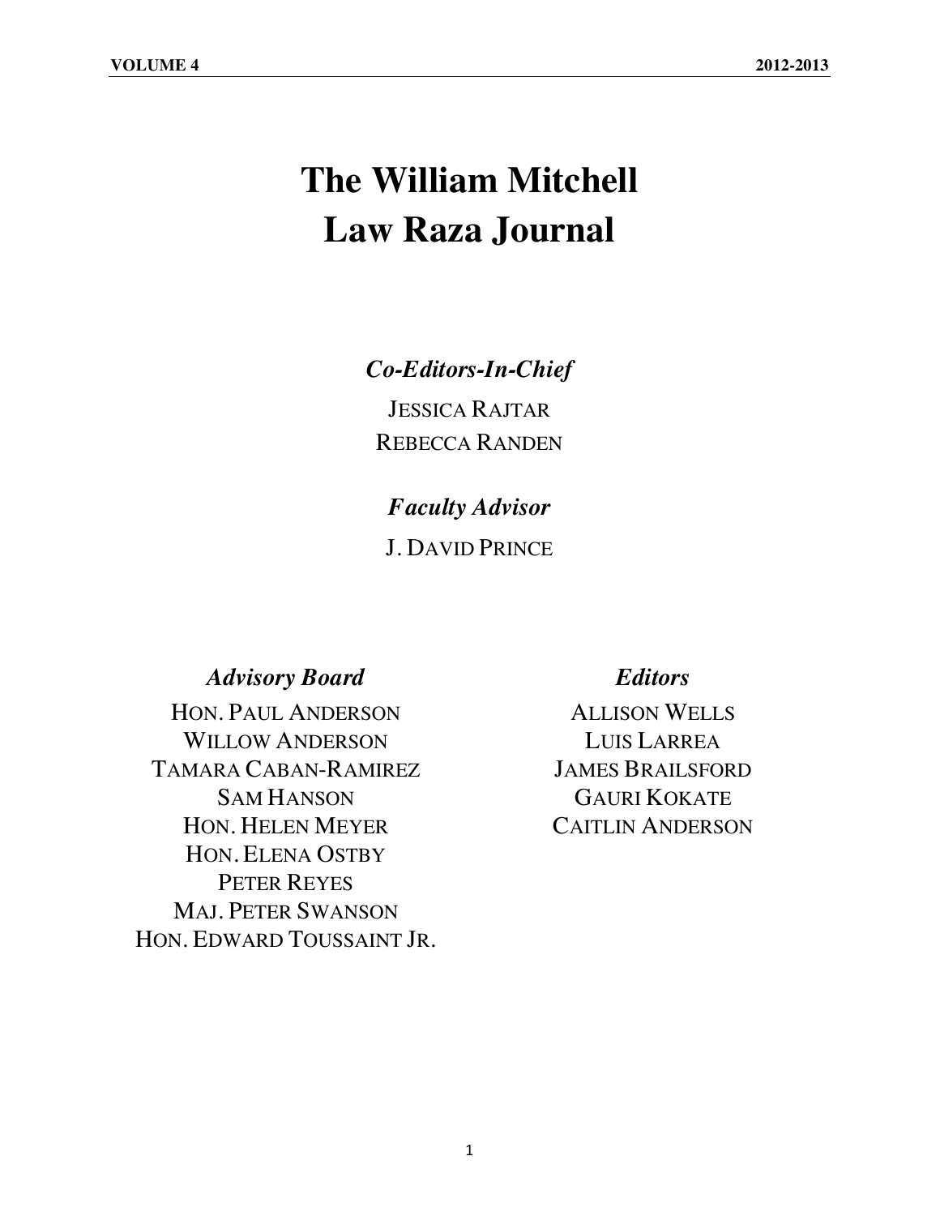# The William Mitchell Law Raza Journal

***Co-Editors-In-Chief***

JESSICA RAJTAR
REBECCA RANDEN

***Faculty Advisor***

J. DAVID PRINCE

***Advisory Board***

HON. PAUL ANDERSON
WILLOW ANDERSON
TAMARA CABAN-RAMIREZ
SAM HANSON
HON. HELEN MEYER
HON. ELENA OSTBY
PETER REYES
MAJ. PETER SWANSON
HON. EDWARD TOUSSAINT JR.

***Editors***

ALLISON WELLS
LUIS LARREA
JAMES BRAILSFORD
GAURI KOKATE
CAITLIN ANDERSON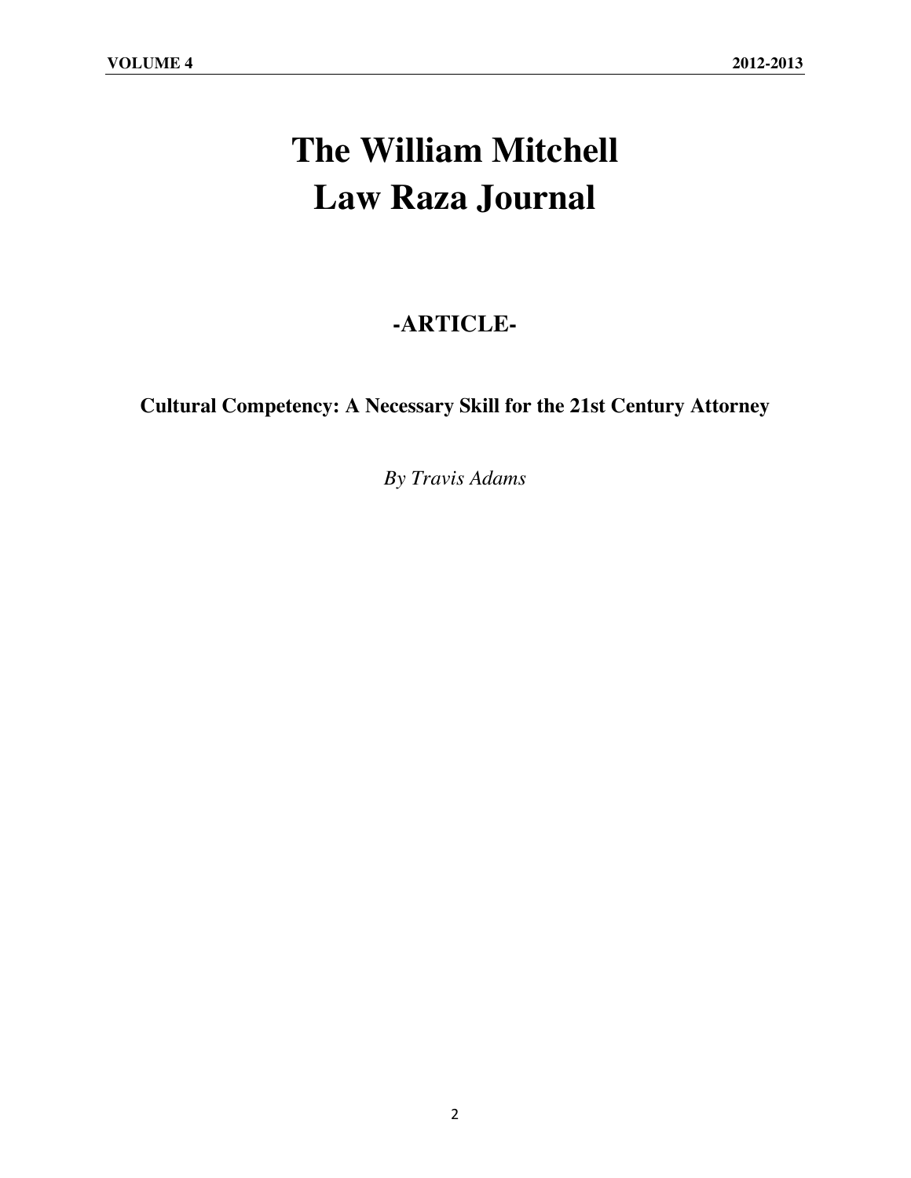# The William Mitchell Law Raza Journal

## -ARTICLE-

**Cultural Competency: A Necessary Skill for the 21st Century Attorney**

*By Travis Adams*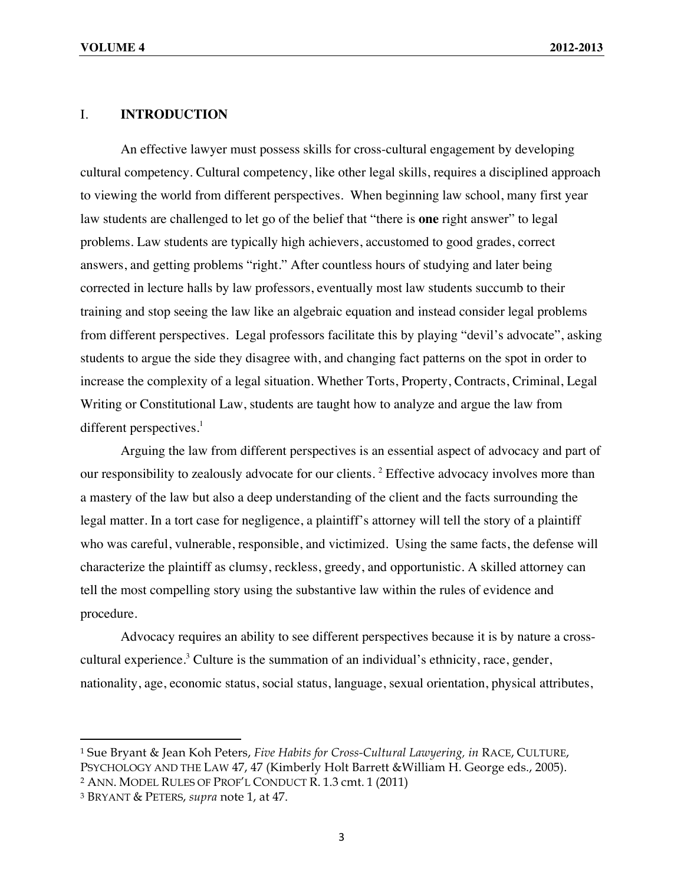## I. **INTRODUCTION**

An effective lawyer must possess skills for cross-cultural engagement by developing cultural competency. Cultural competency, like other legal skills, requires a disciplined approach to viewing the world from different perspectives. When beginning law school, many first year law students are challenged to let go of the belief that "there is **one** right answer" to legal problems. Law students are typically high achievers, accustomed to good grades, correct answers, and getting problems "right." After countless hours of studying and later being corrected in lecture halls by law professors, eventually most law students succumb to their training and stop seeing the law like an algebraic equation and instead consider legal problems from different perspectives. Legal professors facilitate this by playing "devil's advocate", asking students to argue the side they disagree with, and changing fact patterns on the spot in order to increase the complexity of a legal situation. Whether Torts, Property, Contracts, Criminal, Legal Writing or Constitutional Law, students are taught how to analyze and argue the law from different perspectives.[1]

Arguing the law from different perspectives is an essential aspect of advocacy and part of our responsibility to zealously advocate for our clients. [2] Effective advocacy involves more than a mastery of the law but also a deep understanding of the client and the facts surrounding the legal matter. In a tort case for negligence, a plaintiff's attorney will tell the story of a plaintiff who was careful, vulnerable, responsible, and victimized. Using the same facts, the defense will characterize the plaintiff as clumsy, reckless, greedy, and opportunistic. A skilled attorney can tell the most compelling story using the substantive law within the rules of evidence and procedure.

Advocacy requires an ability to see different perspectives because it is by nature a cross-cultural experience.[3] Culture is the summation of an individual's ethnicity, race, gender, nationality, age, economic status, social status, language, sexual orientation, physical attributes,

---

[1] Sue Bryant & Jean Koh Peters, *Five Habits for Cross-Cultural Lawyering, in* RACE, CULTURE, PSYCHOLOGY AND THE LAW 47, 47 (Kimberly Holt Barrett &William H. George eds., 2005).

[2] ANN. MODEL RULES OF PROF'L CONDUCT R. 1.3 cmt. 1 (2011)

[3] BRYANT & PETERS, *supra* note 1, at 47.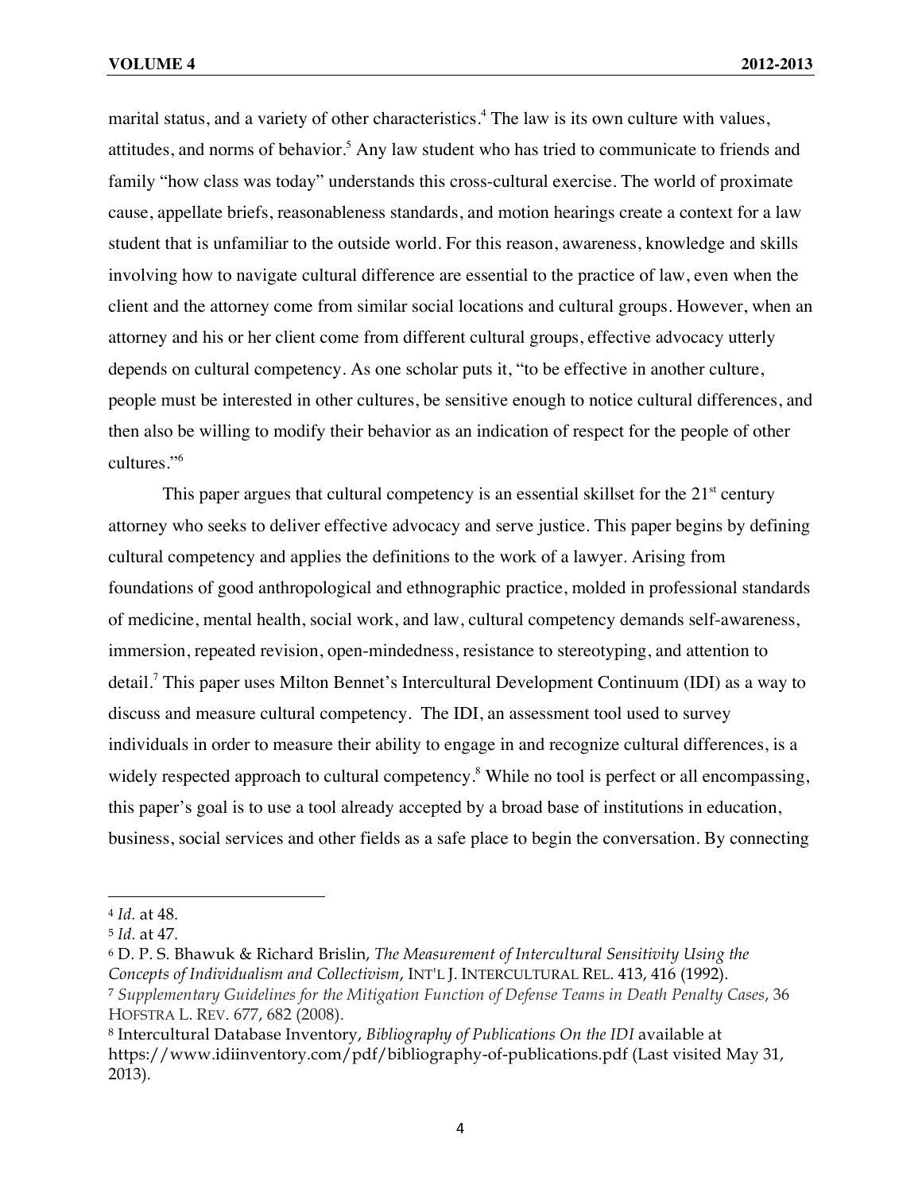marital status, and a variety of other characteristics.[4] The law is its own culture with values, attitudes, and norms of behavior.[5] Any law student who has tried to communicate to friends and family "how class was today" understands this cross-cultural exercise. The world of proximate cause, appellate briefs, reasonableness standards, and motion hearings create a context for a law student that is unfamiliar to the outside world. For this reason, awareness, knowledge and skills involving how to navigate cultural difference are essential to the practice of law, even when the client and the attorney come from similar social locations and cultural groups. However, when an attorney and his or her client come from different cultural groups, effective advocacy utterly depends on cultural competency. As one scholar puts it, "to be effective in another culture, people must be interested in other cultures, be sensitive enough to notice cultural differences, and then also be willing to modify their behavior as an indication of respect for the people of other cultures."[6]

This paper argues that cultural competency is an essential skillset for the 21st century attorney who seeks to deliver effective advocacy and serve justice. This paper begins by defining cultural competency and applies the definitions to the work of a lawyer. Arising from foundations of good anthropological and ethnographic practice, molded in professional standards of medicine, mental health, social work, and law, cultural competency demands self-awareness, immersion, repeated revision, open-mindedness, resistance to stereotyping, and attention to detail.[7] This paper uses Milton Bennet's Intercultural Development Continuum (IDI) as a way to discuss and measure cultural competency. The IDI, an assessment tool used to survey individuals in order to measure their ability to engage in and recognize cultural differences, is a widely respected approach to cultural competency.[8] While no tool is perfect or all encompassing, this paper's goal is to use a tool already accepted by a broad base of institutions in education, business, social services and other fields as a safe place to begin the conversation. By connecting

---

[4] *Id.* at 48.

[5] *Id.* at 47.

[6] D. P. S. Bhawuk & Richard Brislin, *The Measurement of Intercultural Sensitivity Using the Concepts of Individualism and Collectivism*, INT'L J. INTERCULTURAL REL. 413, 416 (1992).

[7] *Supplementary Guidelines for the Mitigation Function of Defense Teams in Death Penalty Cases*, 36 HOFSTRA L. REV. 677, 682 (2008).

[8] Intercultural Database Inventory, *Bibliography of Publications On the IDI* available at https://www.idiinventory.com/pdf/bibliography-of-publications.pdf (Last visited May 31, 2013).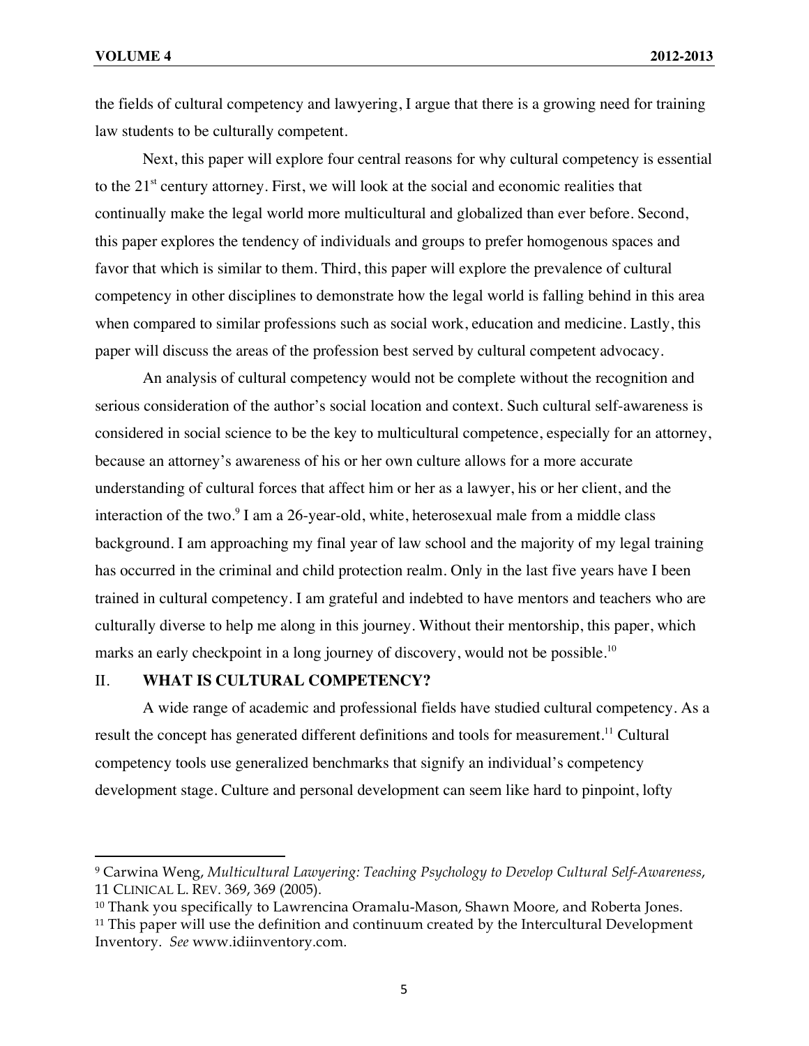the fields of cultural competency and lawyering, I argue that there is a growing need for training law students to be culturally competent.

Next, this paper will explore four central reasons for why cultural competency is essential to the 21st century attorney. First, we will look at the social and economic realities that continually make the legal world more multicultural and globalized than ever before. Second, this paper explores the tendency of individuals and groups to prefer homogenous spaces and favor that which is similar to them. Third, this paper will explore the prevalence of cultural competency in other disciplines to demonstrate how the legal world is falling behind in this area when compared to similar professions such as social work, education and medicine. Lastly, this paper will discuss the areas of the profession best served by cultural competent advocacy.

An analysis of cultural competency would not be complete without the recognition and serious consideration of the author's social location and context. Such cultural self-awareness is considered in social science to be the key to multicultural competence, especially for an attorney, because an attorney's awareness of his or her own culture allows for a more accurate understanding of cultural forces that affect him or her as a lawyer, his or her client, and the interaction of the two.[9] I am a 26-year-old, white, heterosexual male from a middle class background. I am approaching my final year of law school and the majority of my legal training has occurred in the criminal and child protection realm. Only in the last five years have I been trained in cultural competency. I am grateful and indebted to have mentors and teachers who are culturally diverse to help me along in this journey. Without their mentorship, this paper, which marks an early checkpoint in a long journey of discovery, would not be possible.[10]

## II. WHAT IS CULTURAL COMPETENCY?

A wide range of academic and professional fields have studied cultural competency. As a result the concept has generated different definitions and tools for measurement.[11] Cultural competency tools use generalized benchmarks that signify an individual's competency development stage. Culture and personal development can seem like hard to pinpoint, lofty

---

[9] Carwina Weng, *Multicultural Lawyering: Teaching Psychology to Develop Cultural Self-Awareness*, 11 CLINICAL L. REV. 369, 369 (2005).

[10] Thank you specifically to Lawrencina Oramalu-Mason, Shawn Moore, and Roberta Jones.

[11] This paper will use the definition and continuum created by the Intercultural Development Inventory. *See* www.idiinventory.com.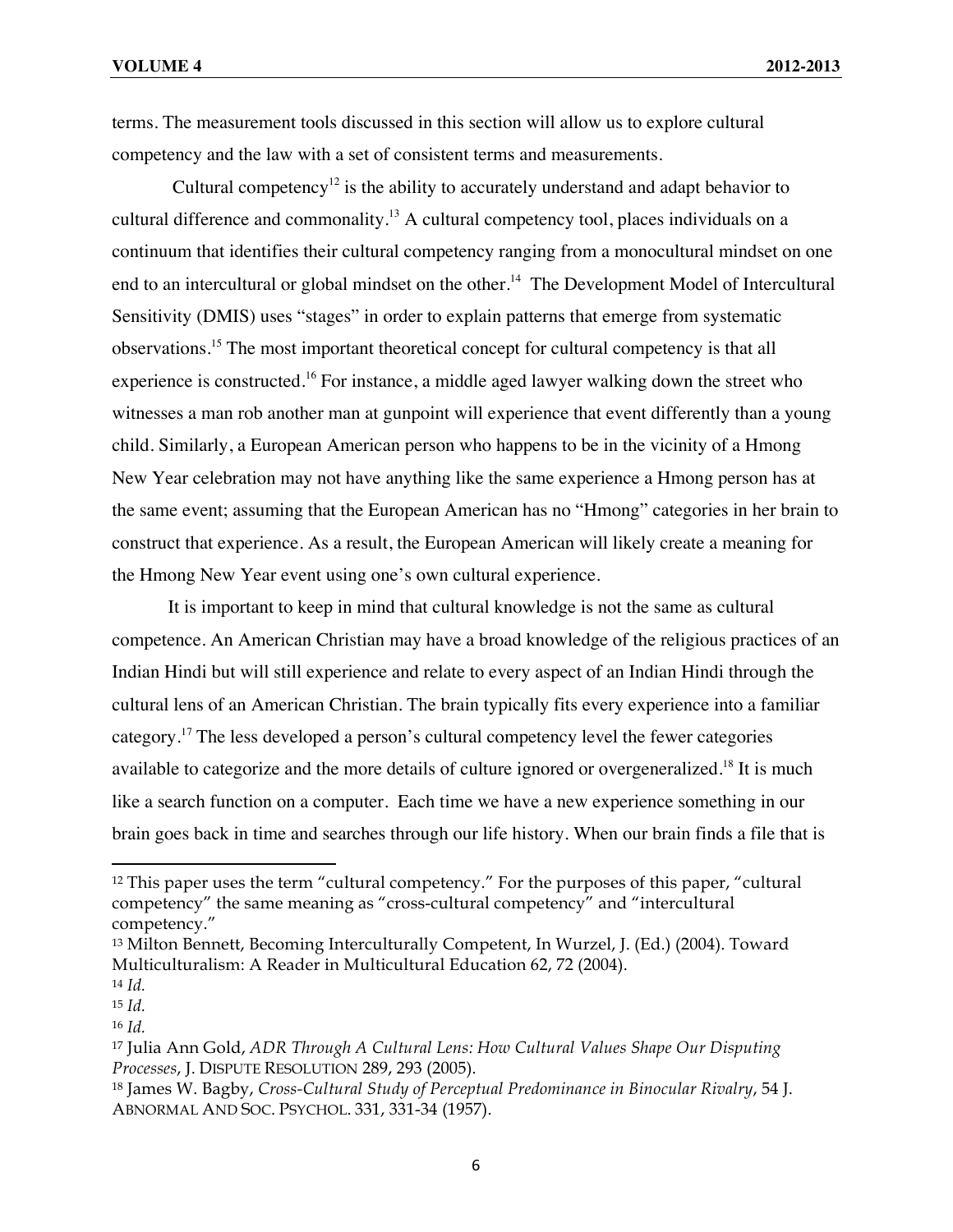terms. The measurement tools discussed in this section will allow us to explore cultural competency and the law with a set of consistent terms and measurements.

Cultural competency[12] is the ability to accurately understand and adapt behavior to cultural difference and commonality.[13] A cultural competency tool, places individuals on a continuum that identifies their cultural competency ranging from a monocultural mindset on one end to an intercultural or global mindset on the other.[14] The Development Model of Intercultural Sensitivity (DMIS) uses "stages" in order to explain patterns that emerge from systematic observations.[15] The most important theoretical concept for cultural competency is that all experience is constructed.[16] For instance, a middle aged lawyer walking down the street who witnesses a man rob another man at gunpoint will experience that event differently than a young child. Similarly, a European American person who happens to be in the vicinity of a Hmong New Year celebration may not have anything like the same experience a Hmong person has at the same event; assuming that the European American has no "Hmong" categories in her brain to construct that experience. As a result, the European American will likely create a meaning for the Hmong New Year event using one's own cultural experience.

It is important to keep in mind that cultural knowledge is not the same as cultural competence. An American Christian may have a broad knowledge of the religious practices of an Indian Hindi but will still experience and relate to every aspect of an Indian Hindi through the cultural lens of an American Christian. The brain typically fits every experience into a familiar category.[17] The less developed a person's cultural competency level the fewer categories available to categorize and the more details of culture ignored or overgeneralized.[18] It is much like a search function on a computer. Each time we have a new experience something in our brain goes back in time and searches through our life history. When our brain finds a file that is

---

[12] This paper uses the term "cultural competency." For the purposes of this paper, "cultural competency" the same meaning as "cross-cultural competency" and "intercultural competency."

[13] Milton Bennett, Becoming Interculturally Competent, In Wurzel, J. (Ed.) (2004). Toward Multiculturalism: A Reader in Multicultural Education 62, 72 (2004).

[14] *Id.*

[15] *Id.*

[16] *Id.*

[17] Julia Ann Gold, *ADR Through A Cultural Lens: How Cultural Values Shape Our Disputing Processes*, J. DISPUTE RESOLUTION 289, 293 (2005).

[18] James W. Bagby, *Cross-Cultural Study of Perceptual Predominance in Binocular Rivalry*, 54 J. ABNORMAL AND SOC. PSYCHOL. 331, 331-34 (1957).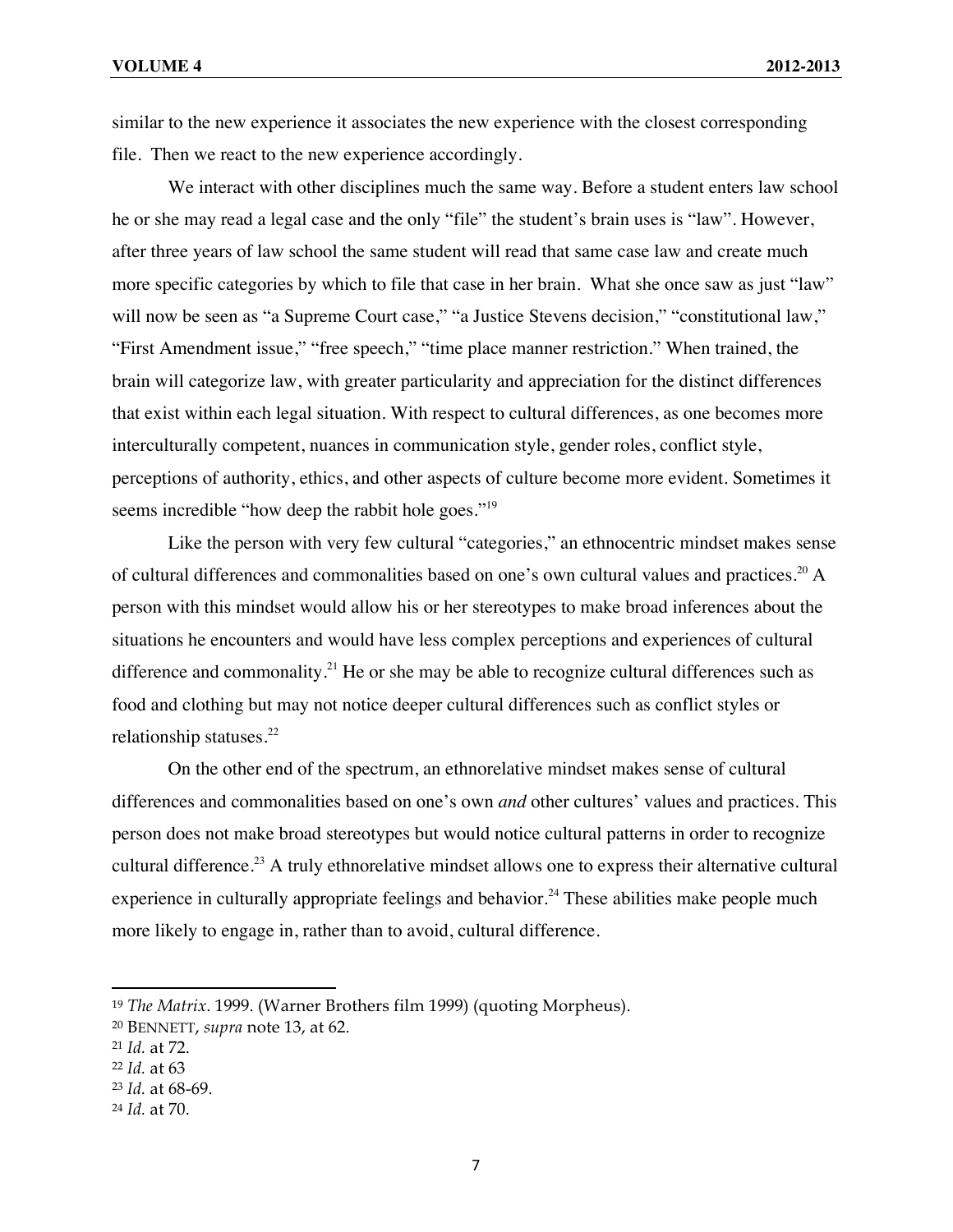similar to the new experience it associates the new experience with the closest corresponding file. Then we react to the new experience accordingly.

We interact with other disciplines much the same way. Before a student enters law school he or she may read a legal case and the only "file" the student's brain uses is "law". However, after three years of law school the same student will read that same case law and create much more specific categories by which to file that case in her brain. What she once saw as just "law" will now be seen as "a Supreme Court case," "a Justice Stevens decision," "constitutional law," "First Amendment issue," "free speech," "time place manner restriction." When trained, the brain will categorize law, with greater particularity and appreciation for the distinct differences that exist within each legal situation. With respect to cultural differences, as one becomes more interculturally competent, nuances in communication style, gender roles, conflict style, perceptions of authority, ethics, and other aspects of culture become more evident. Sometimes it seems incredible "how deep the rabbit hole goes."[19]

Like the person with very few cultural "categories," an ethnocentric mindset makes sense of cultural differences and commonalities based on one's own cultural values and practices.[20] A person with this mindset would allow his or her stereotypes to make broad inferences about the situations he encounters and would have less complex perceptions and experiences of cultural difference and commonality.[21] He or she may be able to recognize cultural differences such as food and clothing but may not notice deeper cultural differences such as conflict styles or relationship statuses.[22]

On the other end of the spectrum, an ethnorelative mindset makes sense of cultural differences and commonalities based on one's own *and* other cultures' values and practices. This person does not make broad stereotypes but would notice cultural patterns in order to recognize cultural difference.[23] A truly ethnorelative mindset allows one to express their alternative cultural experience in culturally appropriate feelings and behavior.[24] These abilities make people much more likely to engage in, rather than to avoid, cultural difference.

---

[19] *The Matrix*. 1999. (Warner Brothers film 1999) (quoting Morpheus).

[20] BENNETT, *supra* note 13, at 62.

[21] *Id.* at 72.

[22] *Id.* at 63

[23] *Id.* at 68-69.

[24] *Id.* at 70.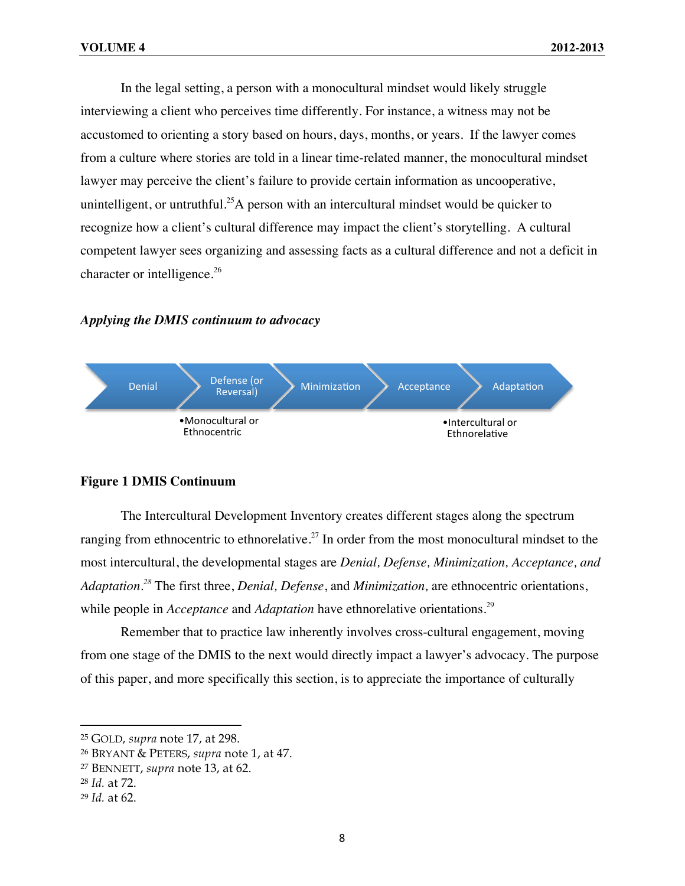In the legal setting, a person with a monocultural mindset would likely struggle interviewing a client who perceives time differently. For instance, a witness may not be accustomed to orienting a story based on hours, days, months, or years. If the lawyer comes from a culture where stories are told in a linear time-related manner, the monocultural mindset lawyer may perceive the client's failure to provide certain information as uncooperative, unintelligent, or untruthful.[25] A person with an intercultural mindset would be quicker to recognize how a client's cultural difference may impact the client's storytelling. A cultural competent lawyer sees organizing and assessing facts as a cultural difference and not a deficit in character or intelligence.[26]

***Applying the DMIS continuum to advocacy***

Denial → Defense (or Reversal) → Minimization → Acceptance → Adaptation

- Monocultural or Ethnocentric
- Intercultural or Ethnorelative

**Figure 1 DMIS Continuum**

The Intercultural Development Inventory creates different stages along the spectrum ranging from ethnocentric to ethnorelative.[27] In order from the most monocultural mindset to the most intercultural, the developmental stages are *Denial, Defense, Minimization, Acceptance, and Adaptation*.[28] The first three, *Denial, Defense*, and *Minimization,* are ethnocentric orientations, while people in *Acceptance* and *Adaptation* have ethnorelative orientations.[29]

Remember that to practice law inherently involves cross-cultural engagement, moving from one stage of the DMIS to the next would directly impact a lawyer's advocacy. The purpose of this paper, and more specifically this section, is to appreciate the importance of culturally

---

[25] GOLD, *supra* note 17, at 298.
[26] BRYANT & PETERS, *supra* note 1, at 47.
[27] BENNETT, *supra* note 13, at 62.
[28] *Id.* at 72.
[29] *Id.* at 62.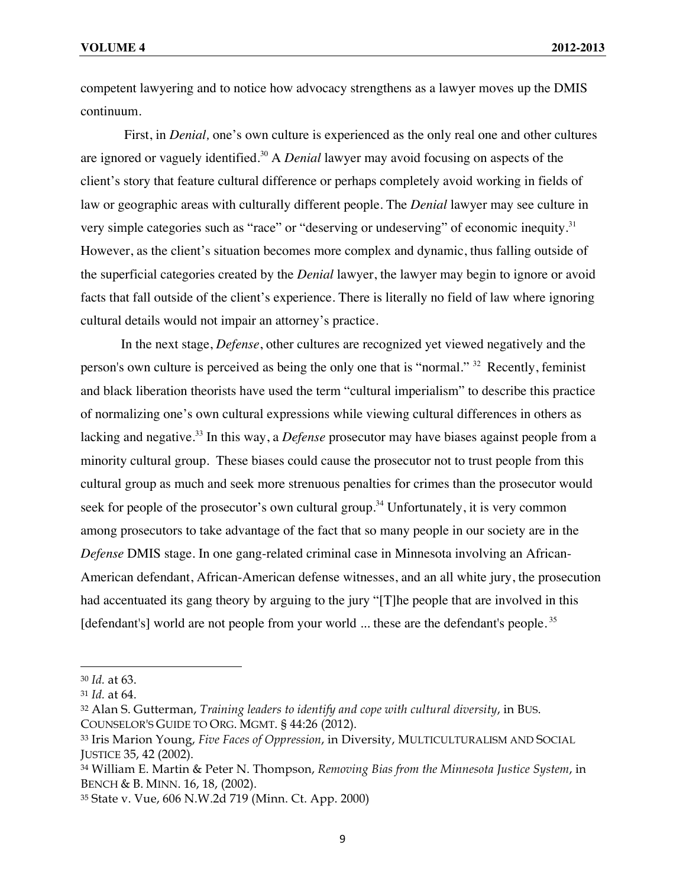competent lawyering and to notice how advocacy strengthens as a lawyer moves up the DMIS continuum.

First, in *Denial*, one's own culture is experienced as the only real one and other cultures are ignored or vaguely identified.[30] A *Denial* lawyer may avoid focusing on aspects of the client's story that feature cultural difference or perhaps completely avoid working in fields of law or geographic areas with culturally different people. The *Denial* lawyer may see culture in very simple categories such as "race" or "deserving or undeserving" of economic inequity.[31] However, as the client's situation becomes more complex and dynamic, thus falling outside of the superficial categories created by the *Denial* lawyer, the lawyer may begin to ignore or avoid facts that fall outside of the client's experience. There is literally no field of law where ignoring cultural details would not impair an attorney's practice.

In the next stage, *Defense*, other cultures are recognized yet viewed negatively and the person's own culture is perceived as being the only one that is "normal." [32] Recently, feminist and black liberation theorists have used the term "cultural imperialism" to describe this practice of normalizing one's own cultural expressions while viewing cultural differences in others as lacking and negative.[33] In this way, a *Defense* prosecutor may have biases against people from a minority cultural group. These biases could cause the prosecutor not to trust people from this cultural group as much and seek more strenuous penalties for crimes than the prosecutor would seek for people of the prosecutor's own cultural group.[34] Unfortunately, it is very common among prosecutors to take advantage of the fact that so many people in our society are in the *Defense* DMIS stage. In one gang-related criminal case in Minnesota involving an African-American defendant, African-American defense witnesses, and an all white jury, the prosecution had accentuated its gang theory by arguing to the jury "[T]he people that are involved in this [defendant's] world are not people from your world ... these are the defendant's people.[35]

---

[30] *Id.* at 63.

[31] *Id.* at 64.

[32] Alan S. Gutterman, *Training leaders to identify and cope with cultural diversity*, in BUS. COUNSELOR'S GUIDE TO ORG. MGMT. § 44:26 (2012).

[33] Iris Marion Young, *Five Faces of Oppression*, in Diversity, MULTICULTURALISM AND SOCIAL JUSTICE 35, 42 (2002).

[34] William E. Martin & Peter N. Thompson, *Removing Bias from the Minnesota Justice System*, in BENCH & B. MINN. 16, 18, (2002).

[35] State v. Vue, 606 N.W.2d 719 (Minn. Ct. App. 2000)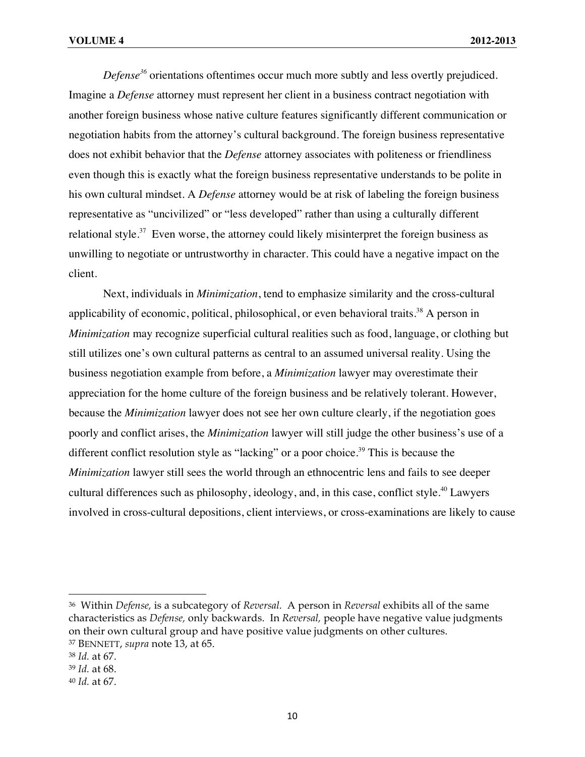*Defense*[36] orientations oftentimes occur much more subtly and less overtly prejudiced. Imagine a *Defense* attorney must represent her client in a business contract negotiation with another foreign business whose native culture features significantly different communication or negotiation habits from the attorney's cultural background. The foreign business representative does not exhibit behavior that the *Defense* attorney associates with politeness or friendliness even though this is exactly what the foreign business representative understands to be polite in his own cultural mindset. A *Defense* attorney would be at risk of labeling the foreign business representative as "uncivilized" or "less developed" rather than using a culturally different relational style.[37] Even worse, the attorney could likely misinterpret the foreign business as unwilling to negotiate or untrustworthy in character. This could have a negative impact on the client.

Next, individuals in *Minimization*, tend to emphasize similarity and the cross-cultural applicability of economic, political, philosophical, or even behavioral traits.[38] A person in *Minimization* may recognize superficial cultural realities such as food, language, or clothing but still utilizes one's own cultural patterns as central to an assumed universal reality. Using the business negotiation example from before, a *Minimization* lawyer may overestimate their appreciation for the home culture of the foreign business and be relatively tolerant. However, because the *Minimization* lawyer does not see her own culture clearly, if the negotiation goes poorly and conflict arises, the *Minimization* lawyer will still judge the other business's use of a different conflict resolution style as "lacking" or a poor choice.[39] This is because the *Minimization* lawyer still sees the world through an ethnocentric lens and fails to see deeper cultural differences such as philosophy, ideology, and, in this case, conflict style.[40] Lawyers involved in cross-cultural depositions, client interviews, or cross-examinations are likely to cause

---

[36] Within *Defense,* is a subcategory of *Reversal.* A person in *Reversal* exhibits all of the same characteristics as *Defense,* only backwards. In *Reversal,* people have negative value judgments on their own cultural group and have positive value judgments on other cultures.

[37] BENNETT, *supra* note 13, at 65.

[38] *Id.* at 67.

[39] *Id.* at 68.

[40] *Id.* at 67.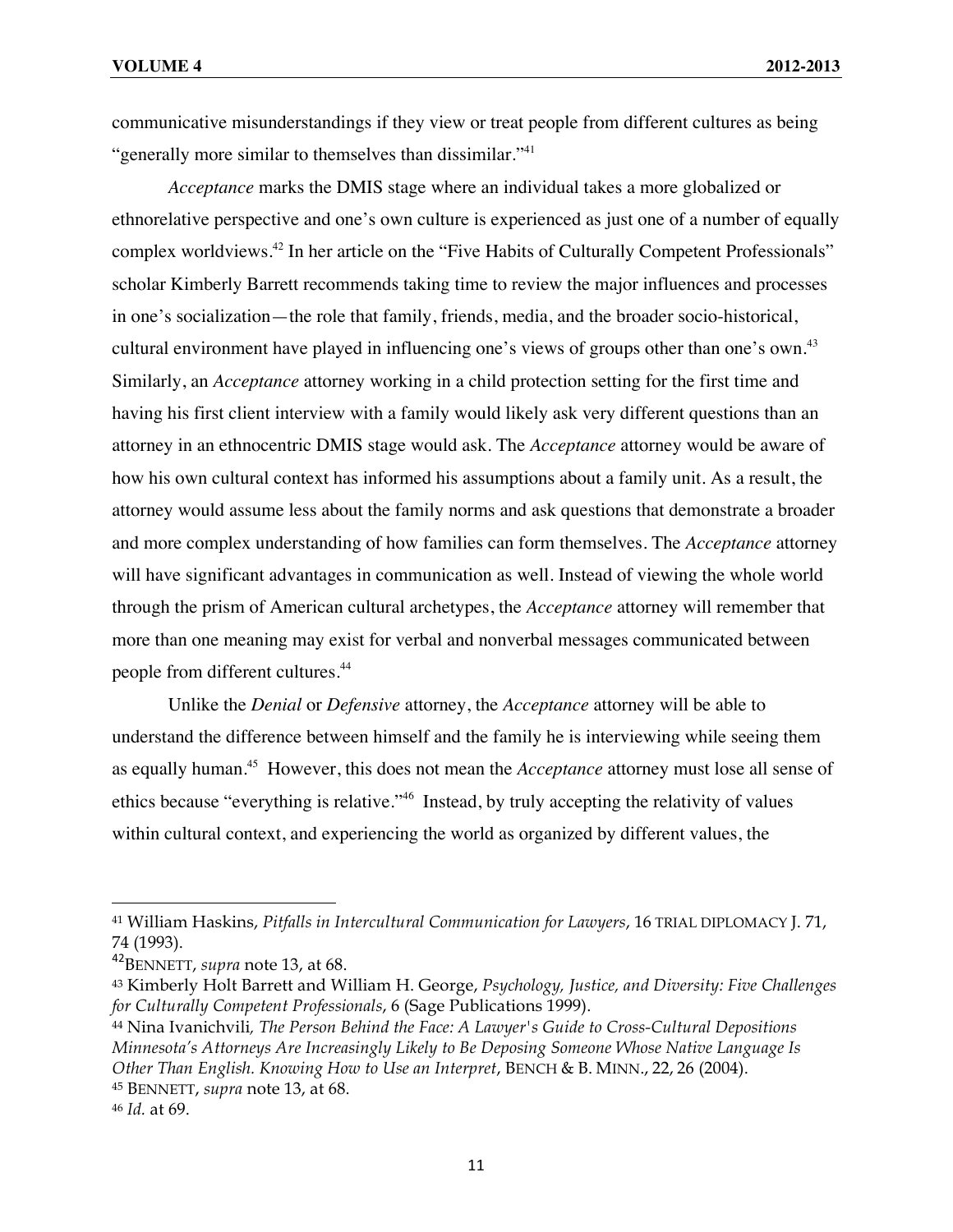communicative misunderstandings if they view or treat people from different cultures as being "generally more similar to themselves than dissimilar."[41]

*Acceptance* marks the DMIS stage where an individual takes a more globalized or ethnorelative perspective and one's own culture is experienced as just one of a number of equally complex worldviews.[42] In her article on the "Five Habits of Culturally Competent Professionals" scholar Kimberly Barrett recommends taking time to review the major influences and processes in one's socialization—the role that family, friends, media, and the broader socio-historical, cultural environment have played in influencing one's views of groups other than one's own.[43] Similarly, an *Acceptance* attorney working in a child protection setting for the first time and having his first client interview with a family would likely ask very different questions than an attorney in an ethnocentric DMIS stage would ask. The *Acceptance* attorney would be aware of how his own cultural context has informed his assumptions about a family unit. As a result, the attorney would assume less about the family norms and ask questions that demonstrate a broader and more complex understanding of how families can form themselves. The *Acceptance* attorney will have significant advantages in communication as well. Instead of viewing the whole world through the prism of American cultural archetypes, the *Acceptance* attorney will remember that more than one meaning may exist for verbal and nonverbal messages communicated between people from different cultures.[44]

Unlike the *Denial* or *Defensive* attorney, the *Acceptance* attorney will be able to understand the difference between himself and the family he is interviewing while seeing them as equally human.[45] However, this does not mean the *Acceptance* attorney must lose all sense of ethics because "everything is relative."[46] Instead, by truly accepting the relativity of values within cultural context, and experiencing the world as organized by different values, the

---

[41] William Haskins, *Pitfalls in Intercultural Communication for Lawyers*, 16 TRIAL DIPLOMACY J. 71, 74 (1993).

[42] BENNETT, *supra* note 13, at 68.

[43] Kimberly Holt Barrett and William H. George, *Psychology, Justice, and Diversity: Five Challenges for Culturally Competent Professionals*, 6 (Sage Publications 1999).

[44] Nina Ivanichvili, *The Person Behind the Face: A Lawyer's Guide to Cross-Cultural Depositions Minnesota's Attorneys Are Increasingly Likely to Be Deposing Someone Whose Native Language Is Other Than English. Knowing How to Use an Interpret*, BENCH & B. MINN., 22, 26 (2004).

[45] BENNETT, *supra* note 13, at 68.

[46] *Id.* at 69.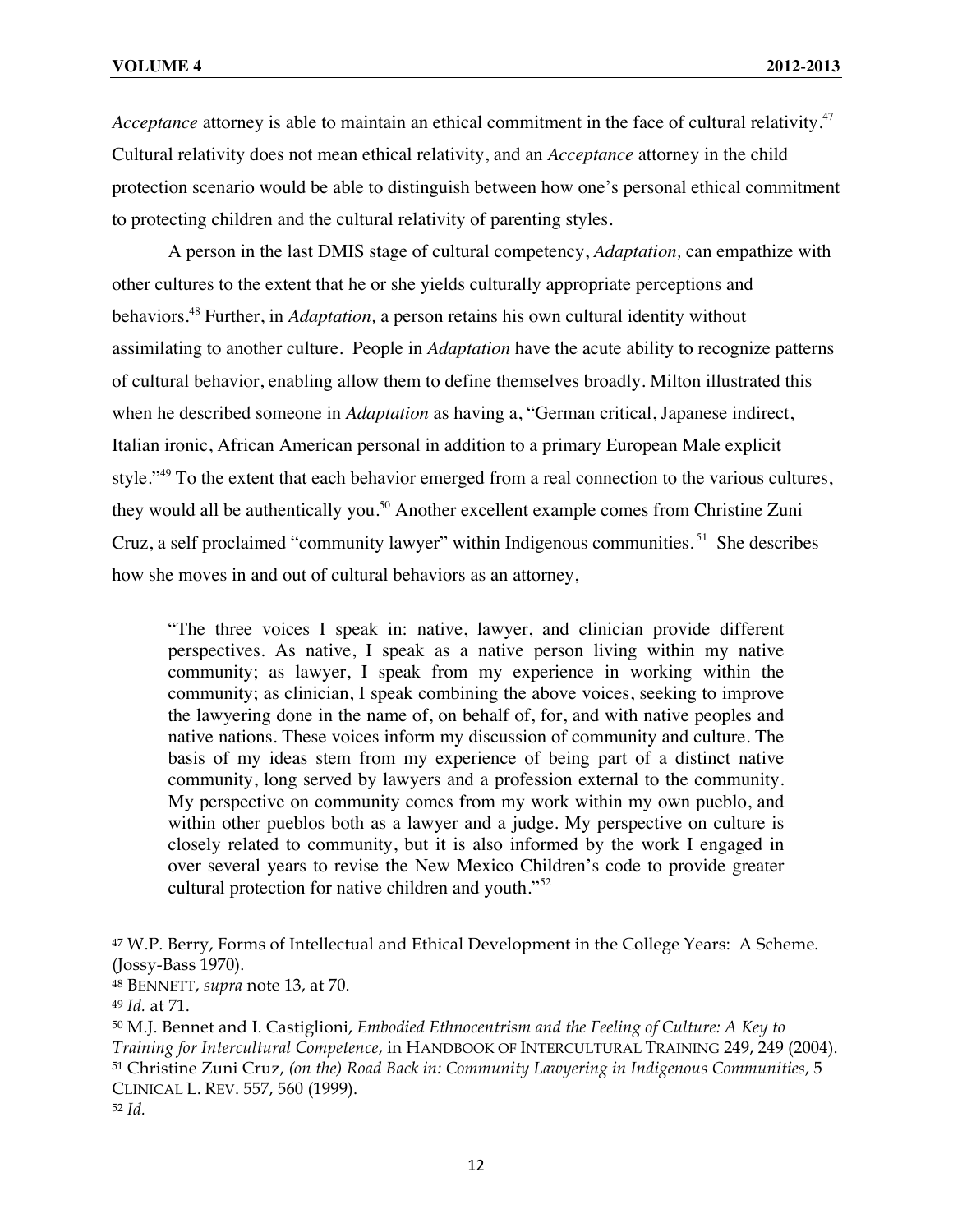*Acceptance* attorney is able to maintain an ethical commitment in the face of cultural relativity.[47] Cultural relativity does not mean ethical relativity, and an *Acceptance* attorney in the child protection scenario would be able to distinguish between how one's personal ethical commitment to protecting children and the cultural relativity of parenting styles.

A person in the last DMIS stage of cultural competency, *Adaptation,* can empathize with other cultures to the extent that he or she yields culturally appropriate perceptions and behaviors.[48] Further, in *Adaptation,* a person retains his own cultural identity without assimilating to another culture. People in *Adaptation* have the acute ability to recognize patterns of cultural behavior, enabling allow them to define themselves broadly. Milton illustrated this when he described someone in *Adaptation* as having a, "German critical, Japanese indirect, Italian ironic, African American personal in addition to a primary European Male explicit style."[49] To the extent that each behavior emerged from a real connection to the various cultures, they would all be authentically you.[50] Another excellent example comes from Christine Zuni Cruz, a self proclaimed "community lawyer" within Indigenous communities.[51] She describes how she moves in and out of cultural behaviors as an attorney,

> "The three voices I speak in: native, lawyer, and clinician provide different perspectives. As native, I speak as a native person living within my native community; as lawyer, I speak from my experience in working within the community; as clinician, I speak combining the above voices, seeking to improve the lawyering done in the name of, on behalf of, for, and with native peoples and native nations. These voices inform my discussion of community and culture. The basis of my ideas stem from my experience of being part of a distinct native community, long served by lawyers and a profession external to the community. My perspective on community comes from my work within my own pueblo, and within other pueblos both as a lawyer and a judge. My perspective on culture is closely related to community, but it is also informed by the work I engaged in over several years to revise the New Mexico Children's code to provide greater cultural protection for native children and youth."[52]

---

[47] W.P. Berry, Forms of Intellectual and Ethical Development in the College Years: A Scheme*.* (Jossy-Bass 1970).

[48] BENNETT, *supra* note 13, at 70.

[49] *Id.* at 71.

[50] M.J. Bennet and I. Castiglioni, *Embodied Ethnocentrism and the Feeling of Culture: A Key to Training for Intercultural Competence*, in HANDBOOK OF INTERCULTURAL TRAINING 249, 249 (2004).

[51] Christine Zuni Cruz, *(on the) Road Back in: Community Lawyering in Indigenous Communities*, 5 CLINICAL L. REV. 557, 560 (1999).

[52] *Id.*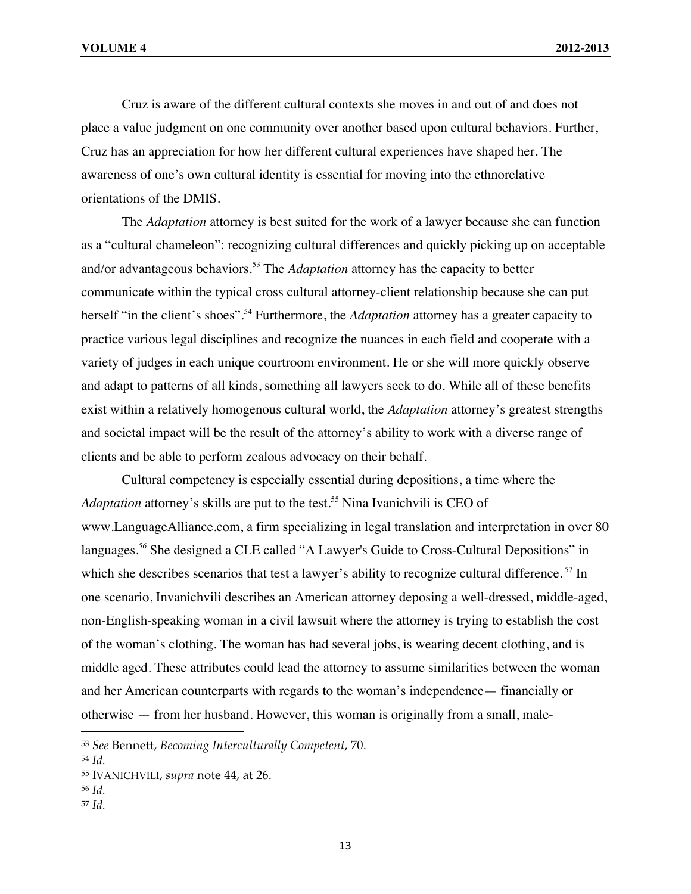Cruz is aware of the different cultural contexts she moves in and out of and does not place a value judgment on one community over another based upon cultural behaviors. Further, Cruz has an appreciation for how her different cultural experiences have shaped her. The awareness of one's own cultural identity is essential for moving into the ethnorelative orientations of the DMIS.

The *Adaptation* attorney is best suited for the work of a lawyer because she can function as a "cultural chameleon": recognizing cultural differences and quickly picking up on acceptable and/or advantageous behaviors.[53] The *Adaptation* attorney has the capacity to better communicate within the typical cross cultural attorney-client relationship because she can put herself "in the client's shoes".[54] Furthermore, the *Adaptation* attorney has a greater capacity to practice various legal disciplines and recognize the nuances in each field and cooperate with a variety of judges in each unique courtroom environment. He or she will more quickly observe and adapt to patterns of all kinds, something all lawyers seek to do. While all of these benefits exist within a relatively homogenous cultural world, the *Adaptation* attorney's greatest strengths and societal impact will be the result of the attorney's ability to work with a diverse range of clients and be able to perform zealous advocacy on their behalf.

Cultural competency is especially essential during depositions, a time where the *Adaptation* attorney's skills are put to the test.[55] Nina Ivanichvili is CEO of www.LanguageAlliance.com, a firm specializing in legal translation and interpretation in over 80 languages.[56] She designed a CLE called "A Lawyer's Guide to Cross-Cultural Depositions" in which she describes scenarios that test a lawyer's ability to recognize cultural difference.[57] In one scenario, Invanichvili describes an American attorney deposing a well-dressed, middle-aged, non-English-speaking woman in a civil lawsuit where the attorney is trying to establish the cost of the woman's clothing. The woman has had several jobs, is wearing decent clothing, and is middle aged. These attributes could lead the attorney to assume similarities between the woman and her American counterparts with regards to the woman's independence— financially or otherwise — from her husband. However, this woman is originally from a small, male-

---

[53] *See* Bennett, *Becoming Interculturally Competent*, 70.

[54] *Id.*

[55] IVANICHVILI, *supra* note 44, at 26.

[56] *Id.*

[57] *Id.*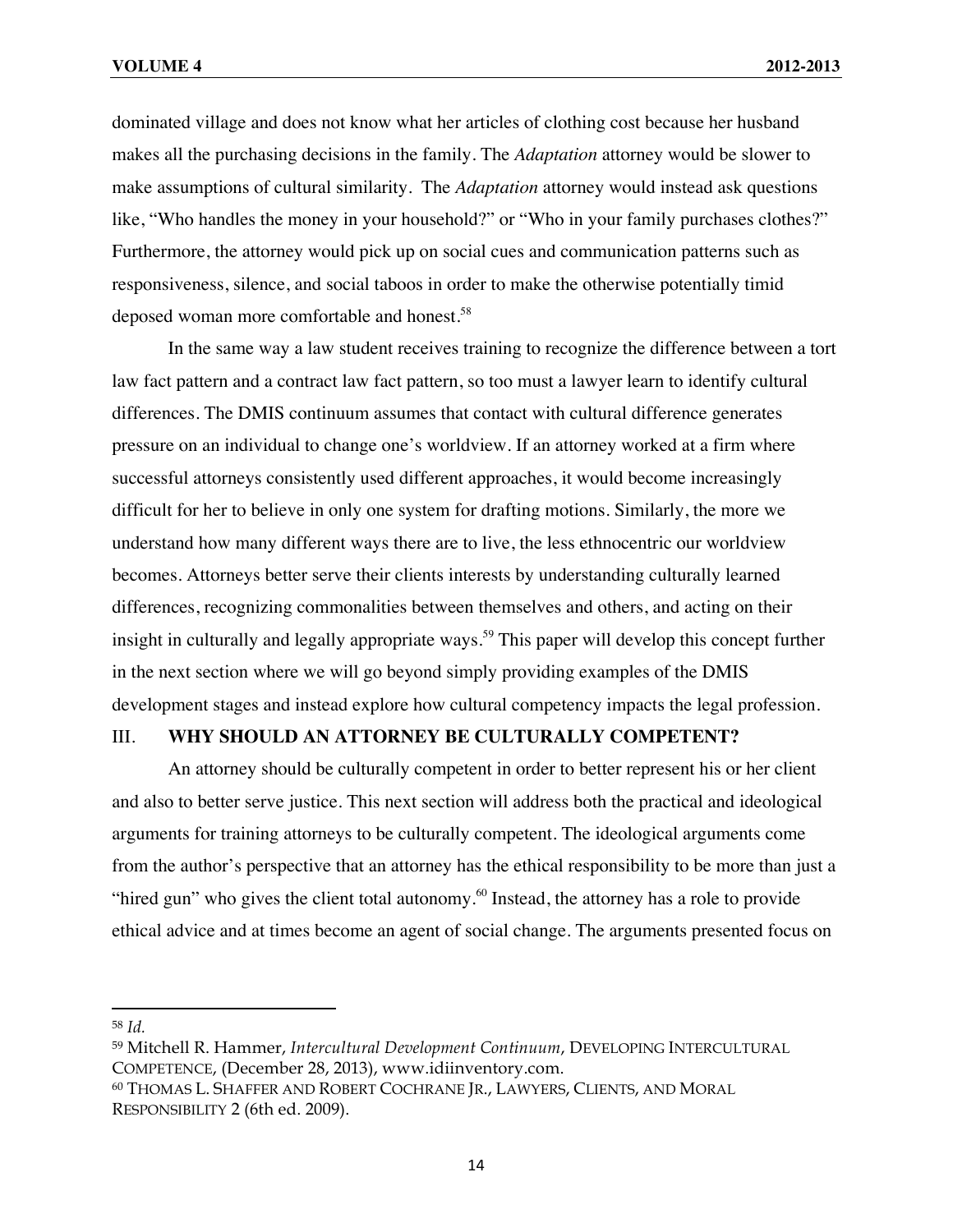dominated village and does not know what her articles of clothing cost because her husband makes all the purchasing decisions in the family. The *Adaptation* attorney would be slower to make assumptions of cultural similarity. The *Adaptation* attorney would instead ask questions like, "Who handles the money in your household?" or "Who in your family purchases clothes?" Furthermore, the attorney would pick up on social cues and communication patterns such as responsiveness, silence, and social taboos in order to make the otherwise potentially timid deposed woman more comfortable and honest.[58]

In the same way a law student receives training to recognize the difference between a tort law fact pattern and a contract law fact pattern, so too must a lawyer learn to identify cultural differences. The DMIS continuum assumes that contact with cultural difference generates pressure on an individual to change one's worldview. If an attorney worked at a firm where successful attorneys consistently used different approaches, it would become increasingly difficult for her to believe in only one system for drafting motions. Similarly, the more we understand how many different ways there are to live, the less ethnocentric our worldview becomes. Attorneys better serve their clients interests by understanding culturally learned differences, recognizing commonalities between themselves and others, and acting on their insight in culturally and legally appropriate ways.[59] This paper will develop this concept further in the next section where we will go beyond simply providing examples of the DMIS development stages and instead explore how cultural competency impacts the legal profession.

## III. **WHY SHOULD AN ATTORNEY BE CULTURALLY COMPETENT?**

An attorney should be culturally competent in order to better represent his or her client and also to better serve justice. This next section will address both the practical and ideological arguments for training attorneys to be culturally competent. The ideological arguments come from the author's perspective that an attorney has the ethical responsibility to be more than just a "hired gun" who gives the client total autonomy.[60] Instead, the attorney has a role to provide ethical advice and at times become an agent of social change. The arguments presented focus on

---

[58] *Id.*

[59] Mitchell R. Hammer, *Intercultural Development Continuum*, DEVELOPING INTERCULTURAL COMPETENCE, (December 28, 2013), www.idiinventory.com.

[60] THOMAS L. SHAFFER AND ROBERT COCHRANE JR., LAWYERS, CLIENTS, AND MORAL RESPONSIBILITY 2 (6th ed. 2009).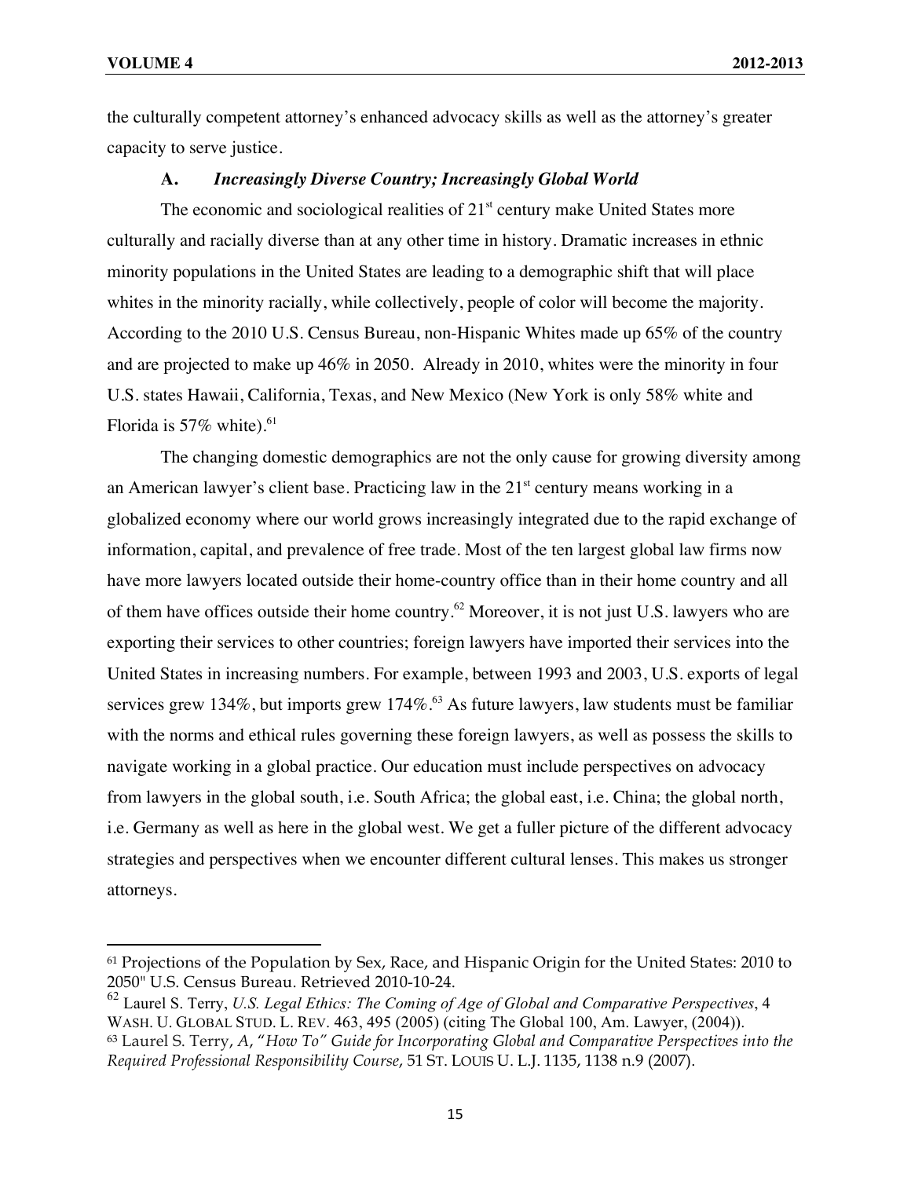the culturally competent attorney's enhanced advocacy skills as well as the attorney's greater capacity to serve justice.

### A. *Increasingly Diverse Country; Increasingly Global World*

The economic and sociological realities of 21st century make United States more culturally and racially diverse than at any other time in history. Dramatic increases in ethnic minority populations in the United States are leading to a demographic shift that will place whites in the minority racially, while collectively, people of color will become the majority. According to the 2010 U.S. Census Bureau, non-Hispanic Whites made up 65% of the country and are projected to make up 46% in 2050. Already in 2010, whites were the minority in four U.S. states Hawaii, California, Texas, and New Mexico (New York is only 58% white and Florida is 57% white).[61]

The changing domestic demographics are not the only cause for growing diversity among an American lawyer's client base. Practicing law in the 21st century means working in a globalized economy where our world grows increasingly integrated due to the rapid exchange of information, capital, and prevalence of free trade. Most of the ten largest global law firms now have more lawyers located outside their home-country office than in their home country and all of them have offices outside their home country.[62] Moreover, it is not just U.S. lawyers who are exporting their services to other countries; foreign lawyers have imported their services into the United States in increasing numbers. For example, between 1993 and 2003, U.S. exports of legal services grew 134%, but imports grew 174%.[63] As future lawyers, law students must be familiar with the norms and ethical rules governing these foreign lawyers, as well as possess the skills to navigate working in a global practice. Our education must include perspectives on advocacy from lawyers in the global south, i.e. South Africa; the global east, i.e. China; the global north, i.e. Germany as well as here in the global west. We get a fuller picture of the different advocacy strategies and perspectives when we encounter different cultural lenses. This makes us stronger attorneys.

---

[61] Projections of the Population by Sex, Race, and Hispanic Origin for the United States: 2010 to 2050" U.S. Census Bureau. Retrieved 2010-10-24.

[62] Laurel S. Terry, *U.S. Legal Ethics: The Coming of Age of Global and Comparative Perspectives*, 4 WASH. U. GLOBAL STUD. L. REV. 463, 495 (2005) (citing The Global 100, Am. Lawyer, (2004)).

[63] Laurel S. Terry, *A, "How To" Guide for Incorporating Global and Comparative Perspectives into the Required Professional Responsibility Course*, 51 ST. LOUIS U. L.J. 1135, 1138 n.9 (2007).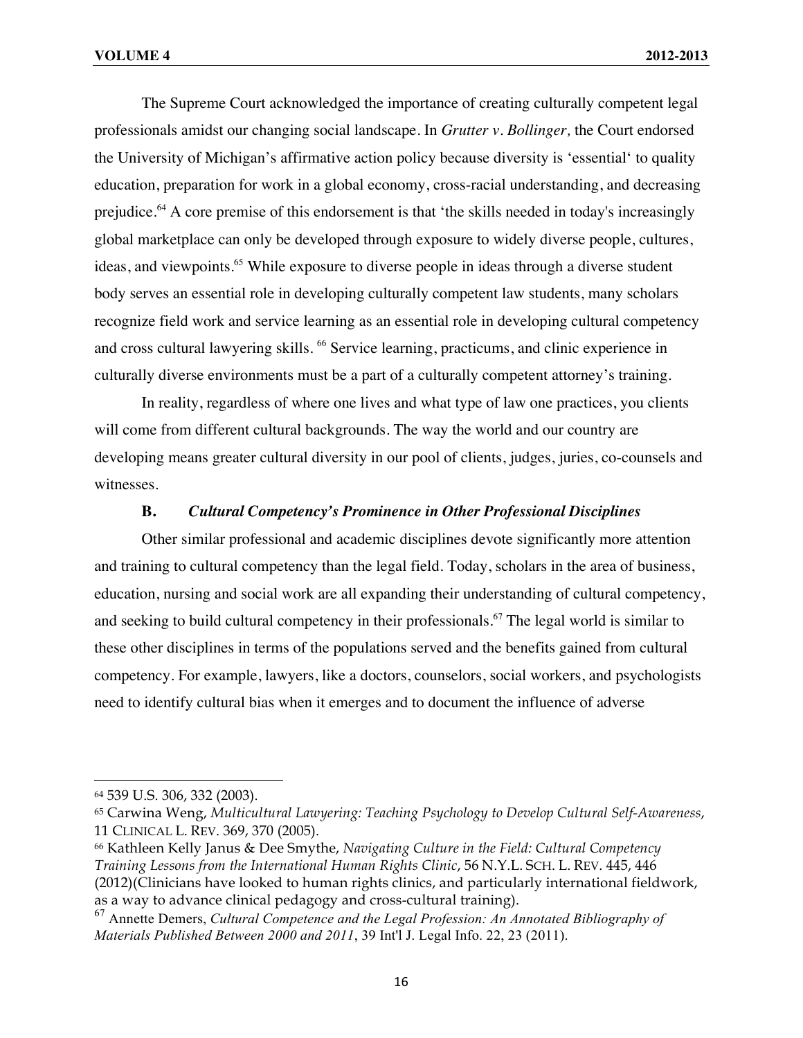The Supreme Court acknowledged the importance of creating culturally competent legal professionals amidst our changing social landscape. In *Grutter v. Bollinger,* the Court endorsed the University of Michigan's affirmative action policy because diversity is 'essential' to quality education, preparation for work in a global economy, cross-racial understanding, and decreasing prejudice.[64] A core premise of this endorsement is that 'the skills needed in today's increasingly global marketplace can only be developed through exposure to widely diverse people, cultures, ideas, and viewpoints.[65] While exposure to diverse people in ideas through a diverse student body serves an essential role in developing culturally competent law students, many scholars recognize field work and service learning as an essential role in developing cultural competency and cross cultural lawyering skills. [66] Service learning, practicums, and clinic experience in culturally diverse environments must be a part of a culturally competent attorney's training.

In reality, regardless of where one lives and what type of law one practices, you clients will come from different cultural backgrounds. The way the world and our country are developing means greater cultural diversity in our pool of clients, judges, juries, co-counsels and witnesses.

### B. *Cultural Competency's Prominence in Other Professional Disciplines*

Other similar professional and academic disciplines devote significantly more attention and training to cultural competency than the legal field. Today, scholars in the area of business, education, nursing and social work are all expanding their understanding of cultural competency, and seeking to build cultural competency in their professionals.[67] The legal world is similar to these other disciplines in terms of the populations served and the benefits gained from cultural competency. For example, lawyers, like a doctors, counselors, social workers, and psychologists need to identify cultural bias when it emerges and to document the influence of adverse

---

[64] 539 U.S. 306, 332 (2003).

[65] Carwina Weng, *Multicultural Lawyering: Teaching Psychology to Develop Cultural Self-Awareness*, 11 CLINICAL L. REV. 369, 370 (2005).

[66] Kathleen Kelly Janus & Dee Smythe, *Navigating Culture in the Field: Cultural Competency Training Lessons from the International Human Rights Clinic*, 56 N.Y.L. SCH. L. REV. 445, 446 (2012)(Clinicians have looked to human rights clinics, and particularly international fieldwork, as a way to advance clinical pedagogy and cross-cultural training).

[67] Annette Demers, *Cultural Competence and the Legal Profession: An Annotated Bibliography of Materials Published Between 2000 and 2011*, 39 Int'l J. Legal Info. 22, 23 (2011).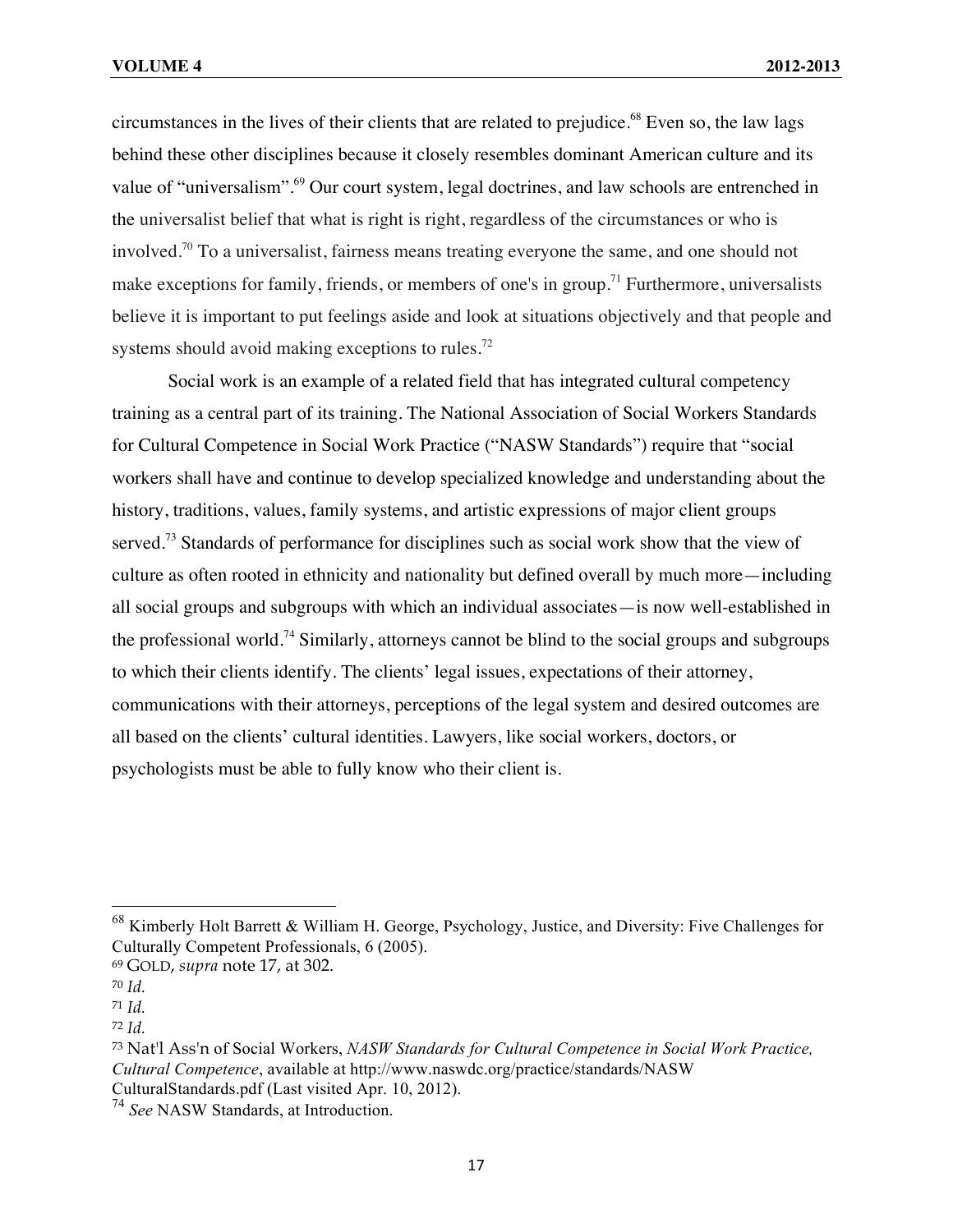circumstances in the lives of their clients that are related to prejudice.[68] Even so, the law lags behind these other disciplines because it closely resembles dominant American culture and its value of "universalism".[69] Our court system, legal doctrines, and law schools are entrenched in the universalist belief that what is right is right, regardless of the circumstances or who is involved.[70] To a universalist, fairness means treating everyone the same, and one should not make exceptions for family, friends, or members of one's in group.[71] Furthermore, universalists believe it is important to put feelings aside and look at situations objectively and that people and systems should avoid making exceptions to rules.[72]

Social work is an example of a related field that has integrated cultural competency training as a central part of its training. The National Association of Social Workers Standards for Cultural Competence in Social Work Practice ("NASW Standards") require that "social workers shall have and continue to develop specialized knowledge and understanding about the history, traditions, values, family systems, and artistic expressions of major client groups served.[73] Standards of performance for disciplines such as social work show that the view of culture as often rooted in ethnicity and nationality but defined overall by much more—including all social groups and subgroups with which an individual associates—is now well-established in the professional world.[74] Similarly, attorneys cannot be blind to the social groups and subgroups to which their clients identify. The clients' legal issues, expectations of their attorney, communications with their attorneys, perceptions of the legal system and desired outcomes are all based on the clients' cultural identities. Lawyers, like social workers, doctors, or psychologists must be able to fully know who their client is.

---

[68] Kimberly Holt Barrett & William H. George, Psychology, Justice, and Diversity: Five Challenges for Culturally Competent Professionals, 6 (2005).

[69] GOLD, *supra* note 17, at 302.

[70] *Id.*

[71] *Id.*

[72] *Id.*

[73] Nat'l Ass'n of Social Workers, *NASW Standards for Cultural Competence in Social Work Practice, Cultural Competence*, available at http://www.naswdc.org/practice/standards/NASW CulturalStandards.pdf (Last visited Apr. 10, 2012).

[74] *See* NASW Standards, at Introduction.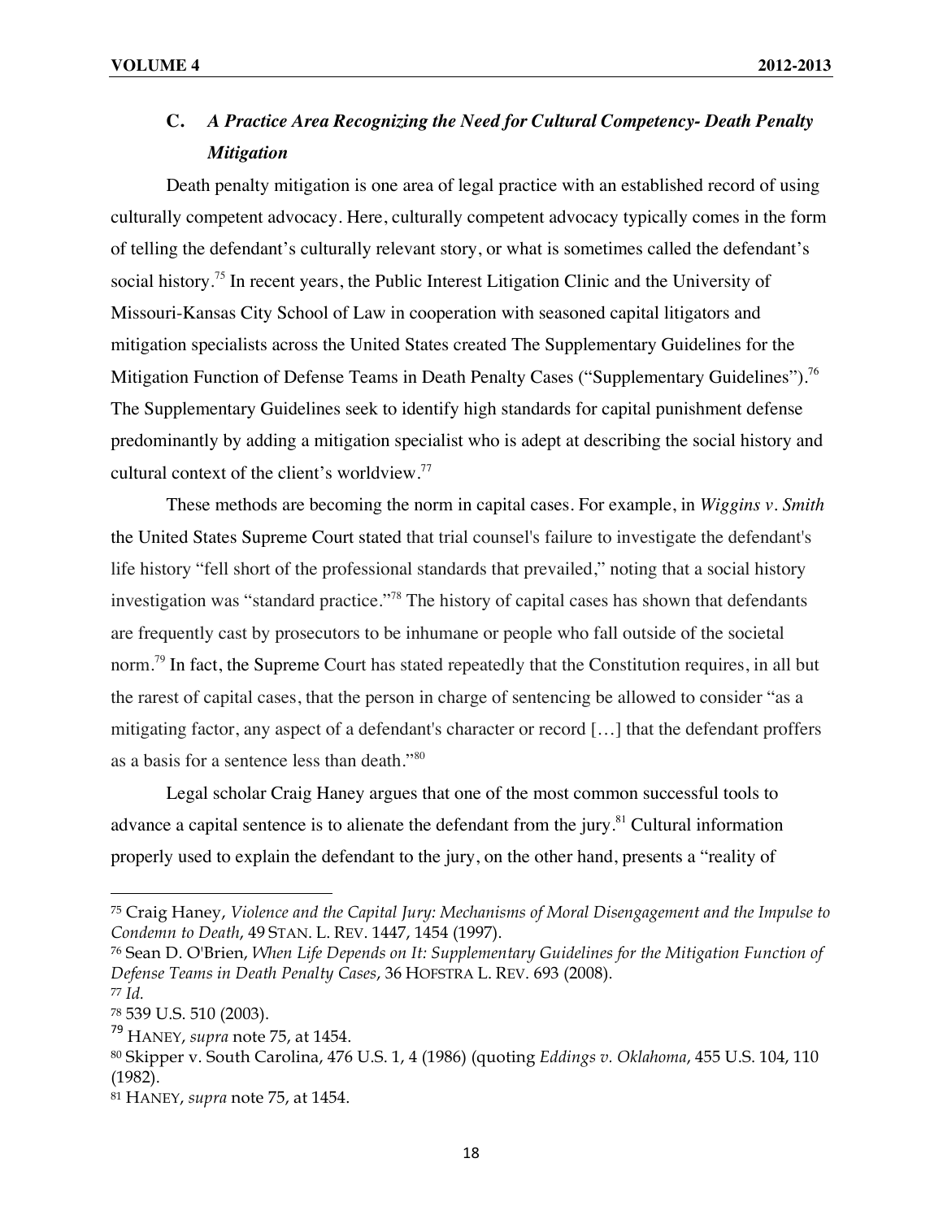### C. *A Practice Area Recognizing the Need for Cultural Competency- Death Penalty Mitigation*

Death penalty mitigation is one area of legal practice with an established record of using culturally competent advocacy. Here, culturally competent advocacy typically comes in the form of telling the defendant's culturally relevant story, or what is sometimes called the defendant's social history.[75] In recent years, the Public Interest Litigation Clinic and the University of Missouri-Kansas City School of Law in cooperation with seasoned capital litigators and mitigation specialists across the United States created The Supplementary Guidelines for the Mitigation Function of Defense Teams in Death Penalty Cases ("Supplementary Guidelines").[76] The Supplementary Guidelines seek to identify high standards for capital punishment defense predominantly by adding a mitigation specialist who is adept at describing the social history and cultural context of the client's worldview.[77]

These methods are becoming the norm in capital cases. For example, in *Wiggins v. Smith* the United States Supreme Court stated that trial counsel's failure to investigate the defendant's life history "fell short of the professional standards that prevailed," noting that a social history investigation was "standard practice."[78] The history of capital cases has shown that defendants are frequently cast by prosecutors to be inhumane or people who fall outside of the societal norm.[79] In fact, the Supreme Court has stated repeatedly that the Constitution requires, in all but the rarest of capital cases, that the person in charge of sentencing be allowed to consider "as a mitigating factor, any aspect of a defendant's character or record […] that the defendant proffers as a basis for a sentence less than death."[80]

Legal scholar Craig Haney argues that one of the most common successful tools to advance a capital sentence is to alienate the defendant from the jury.[81] Cultural information properly used to explain the defendant to the jury, on the other hand, presents a "reality of

---

[75] Craig Haney, *Violence and the Capital Jury: Mechanisms of Moral Disengagement and the Impulse to Condemn to Death*, 49 STAN. L. REV. 1447, 1454 (1997).

[76] Sean D. O'Brien, *When Life Depends on It: Supplementary Guidelines for the Mitigation Function of Defense Teams in Death Penalty Cases*, 36 HOFSTRA L. REV. 693 (2008).

[77] *Id.*

[78] 539 U.S. 510 (2003).

[79] HANEY, *supra* note 75, at 1454.

[80] Skipper v. South Carolina, 476 U.S. 1, 4 (1986) (quoting *Eddings v. Oklahoma*, 455 U.S. 104, 110 (1982).

[81] HANEY, *supra* note 75, at 1454.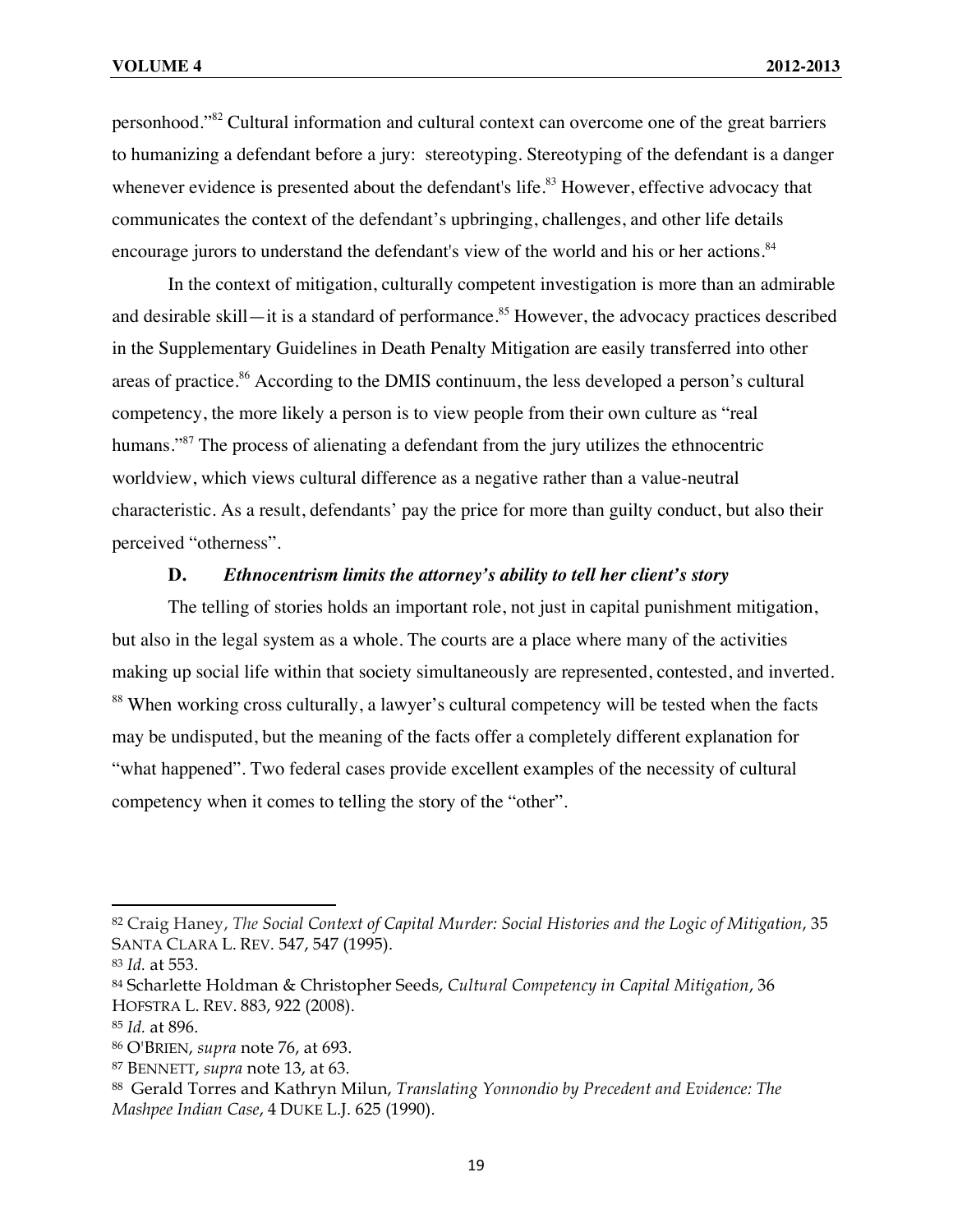personhood."[82] Cultural information and cultural context can overcome one of the great barriers to humanizing a defendant before a jury: stereotyping. Stereotyping of the defendant is a danger whenever evidence is presented about the defendant's life.[83] However, effective advocacy that communicates the context of the defendant's upbringing, challenges, and other life details encourage jurors to understand the defendant's view of the world and his or her actions.[84]

In the context of mitigation, culturally competent investigation is more than an admirable and desirable skill—it is a standard of performance.[85] However, the advocacy practices described in the Supplementary Guidelines in Death Penalty Mitigation are easily transferred into other areas of practice.[86] According to the DMIS continuum, the less developed a person's cultural competency, the more likely a person is to view people from their own culture as "real humans."[87] The process of alienating a defendant from the jury utilizes the ethnocentric worldview, which views cultural difference as a negative rather than a value-neutral characteristic. As a result, defendants' pay the price for more than guilty conduct, but also their perceived "otherness".

### D. *Ethnocentrism limits the attorney's ability to tell her client's story*

The telling of stories holds an important role, not just in capital punishment mitigation, but also in the legal system as a whole. The courts are a place where many of the activities making up social life within that society simultaneously are represented, contested, and inverted.[88] When working cross culturally, a lawyer's cultural competency will be tested when the facts may be undisputed, but the meaning of the facts offer a completely different explanation for "what happened". Two federal cases provide excellent examples of the necessity of cultural competency when it comes to telling the story of the "other".

---

[82] Craig Haney, *The Social Context of Capital Murder: Social Histories and the Logic of Mitigation*, 35 SANTA CLARA L. REV. 547, 547 (1995).

[83] *Id.* at 553.

[84] Scharlette Holdman & Christopher Seeds, *Cultural Competency in Capital Mitigation*, 36 HOFSTRA L. REV. 883, 922 (2008).

[85] *Id.* at 896.

[86] O'BRIEN, *supra* note 76, at 693.

[87] BENNETT, *supra* note 13, at 63.

[88] Gerald Torres and Kathryn Milun, *Translating Yonnondio by Precedent and Evidence: The Mashpee Indian Case*, 4 DUKE L.J. 625 (1990).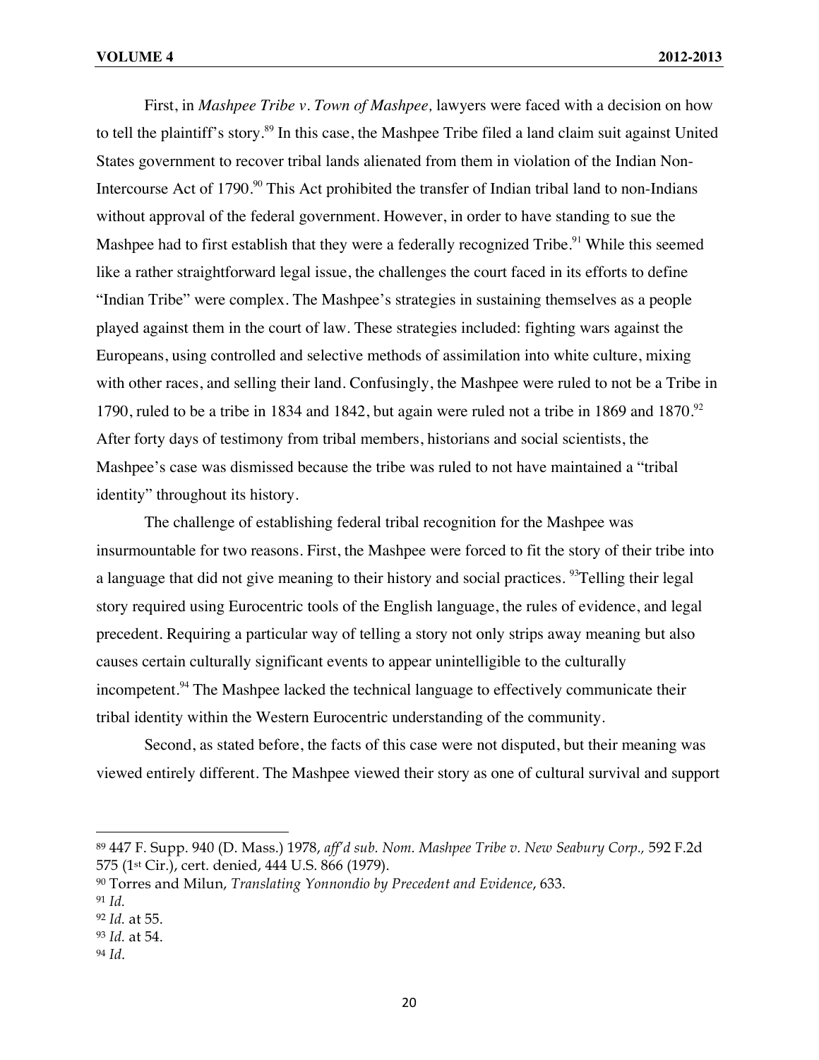First, in *Mashpee Tribe v. Town of Mashpee,* lawyers were faced with a decision on how to tell the plaintiff's story.[89] In this case, the Mashpee Tribe filed a land claim suit against United States government to recover tribal lands alienated from them in violation of the Indian Non-Intercourse Act of 1790.[90] This Act prohibited the transfer of Indian tribal land to non-Indians without approval of the federal government. However, in order to have standing to sue the Mashpee had to first establish that they were a federally recognized Tribe.[91] While this seemed like a rather straightforward legal issue, the challenges the court faced in its efforts to define "Indian Tribe" were complex. The Mashpee's strategies in sustaining themselves as a people played against them in the court of law. These strategies included: fighting wars against the Europeans, using controlled and selective methods of assimilation into white culture, mixing with other races, and selling their land. Confusingly, the Mashpee were ruled to not be a Tribe in 1790, ruled to be a tribe in 1834 and 1842, but again were ruled not a tribe in 1869 and 1870.[92] After forty days of testimony from tribal members, historians and social scientists, the Mashpee's case was dismissed because the tribe was ruled to not have maintained a "tribal identity" throughout its history.

The challenge of establishing federal tribal recognition for the Mashpee was insurmountable for two reasons. First, the Mashpee were forced to fit the story of their tribe into a language that did not give meaning to their history and social practices. [93]Telling their legal story required using Eurocentric tools of the English language, the rules of evidence, and legal precedent. Requiring a particular way of telling a story not only strips away meaning but also causes certain culturally significant events to appear unintelligible to the culturally incompetent.[94] The Mashpee lacked the technical language to effectively communicate their tribal identity within the Western Eurocentric understanding of the community.

Second, as stated before, the facts of this case were not disputed, but their meaning was viewed entirely different. The Mashpee viewed their story as one of cultural survival and support

---

[89] 447 F. Supp. 940 (D. Mass.) 1978, *aff'd sub. Nom. Mashpee Tribe v. New Seabury Corp.,* 592 F.2d 575 (1st Cir.), cert. denied, 444 U.S. 866 (1979).

[90] Torres and Milun, *Translating Yonnondio by Precedent and Evidence*, 633.

[91] *Id.*

[92] *Id.* at 55.

[93] *Id.* at 54.

[94] *Id.*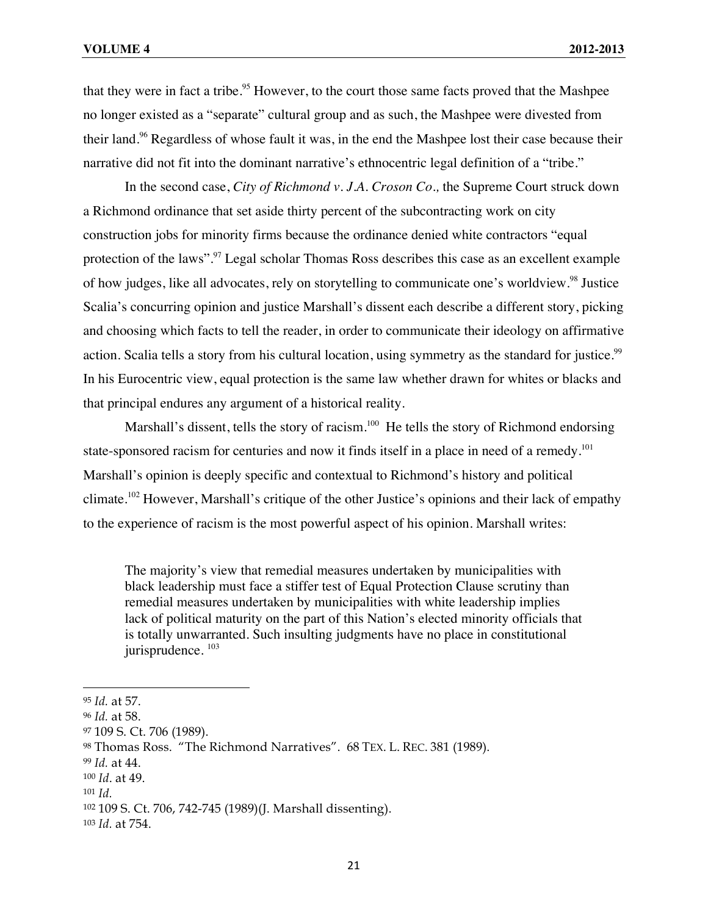that they were in fact a tribe.[95] However, to the court those same facts proved that the Mashpee no longer existed as a "separate" cultural group and as such, the Mashpee were divested from their land.[96] Regardless of whose fault it was, in the end the Mashpee lost their case because their narrative did not fit into the dominant narrative's ethnocentric legal definition of a "tribe."

In the second case, *City of Richmond v. J.A. Croson Co.,* the Supreme Court struck down a Richmond ordinance that set aside thirty percent of the subcontracting work on city construction jobs for minority firms because the ordinance denied white contractors "equal protection of the laws".[97] Legal scholar Thomas Ross describes this case as an excellent example of how judges, like all advocates, rely on storytelling to communicate one's worldview.[98] Justice Scalia's concurring opinion and justice Marshall's dissent each describe a different story, picking and choosing which facts to tell the reader, in order to communicate their ideology on affirmative action. Scalia tells a story from his cultural location, using symmetry as the standard for justice.[99] In his Eurocentric view, equal protection is the same law whether drawn for whites or blacks and that principal endures any argument of a historical reality.

Marshall's dissent, tells the story of racism.[100] He tells the story of Richmond endorsing state-sponsored racism for centuries and now it finds itself in a place in need of a remedy.[101] Marshall's opinion is deeply specific and contextual to Richmond's history and political climate.[102] However, Marshall's critique of the other Justice's opinions and their lack of empathy to the experience of racism is the most powerful aspect of his opinion. Marshall writes:

> The majority's view that remedial measures undertaken by municipalities with black leadership must face a stiffer test of Equal Protection Clause scrutiny than remedial measures undertaken by municipalities with white leadership implies lack of political maturity on the part of this Nation's elected minority officials that is totally unwarranted. Such insulting judgments have no place in constitutional jurisprudence. [103]

---

[95] *Id.* at 57.
[96] *Id.* at 58.
[97] 109 S. Ct. 706 (1989).
[98] Thomas Ross. "The Richmond Narratives". 68 TEX. L. REC. 381 (1989).
[99] *Id.* at 44.
[100] *Id*. at 49.
[101] *Id.*
[102] 109 S. Ct. 706, 742-745 (1989)(J. Marshall dissenting).
[103] *Id.* at 754.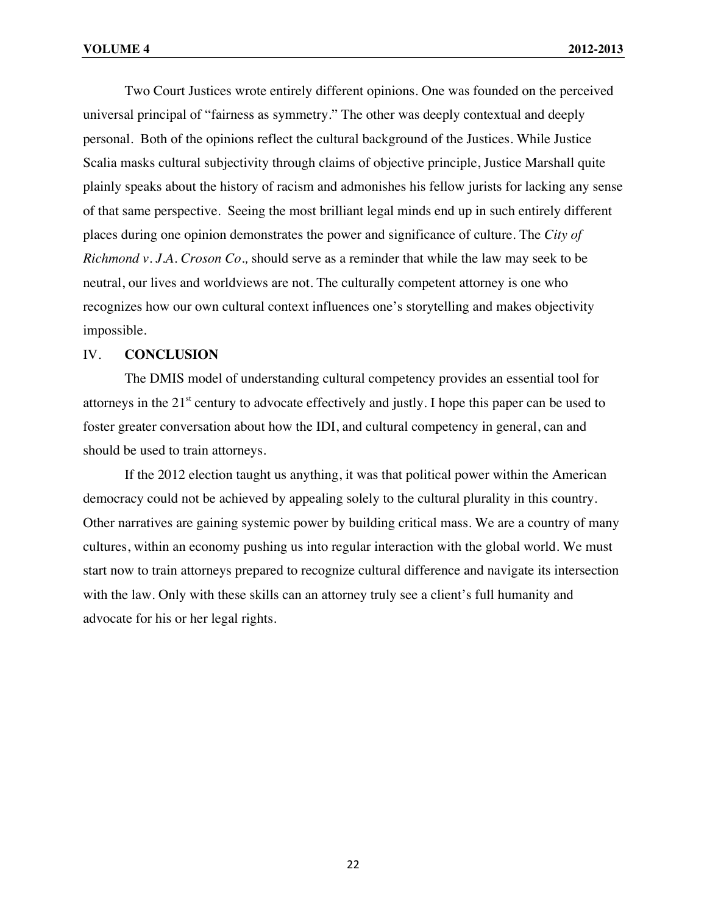Two Court Justices wrote entirely different opinions. One was founded on the perceived universal principal of "fairness as symmetry." The other was deeply contextual and deeply personal. Both of the opinions reflect the cultural background of the Justices. While Justice Scalia masks cultural subjectivity through claims of objective principle, Justice Marshall quite plainly speaks about the history of racism and admonishes his fellow jurists for lacking any sense of that same perspective. Seeing the most brilliant legal minds end up in such entirely different places during one opinion demonstrates the power and significance of culture. The *City of Richmond v. J.A. Croson Co.,* should serve as a reminder that while the law may seek to be neutral, our lives and worldviews are not. The culturally competent attorney is one who recognizes how our own cultural context influences one's storytelling and makes objectivity impossible.

## IV. **CONCLUSION**

The DMIS model of understanding cultural competency provides an essential tool for attorneys in the 21st century to advocate effectively and justly. I hope this paper can be used to foster greater conversation about how the IDI, and cultural competency in general, can and should be used to train attorneys.

If the 2012 election taught us anything, it was that political power within the American democracy could not be achieved by appealing solely to the cultural plurality in this country. Other narratives are gaining systemic power by building critical mass. We are a country of many cultures, within an economy pushing us into regular interaction with the global world. We must start now to train attorneys prepared to recognize cultural difference and navigate its intersection with the law. Only with these skills can an attorney truly see a client's full humanity and advocate for his or her legal rights.